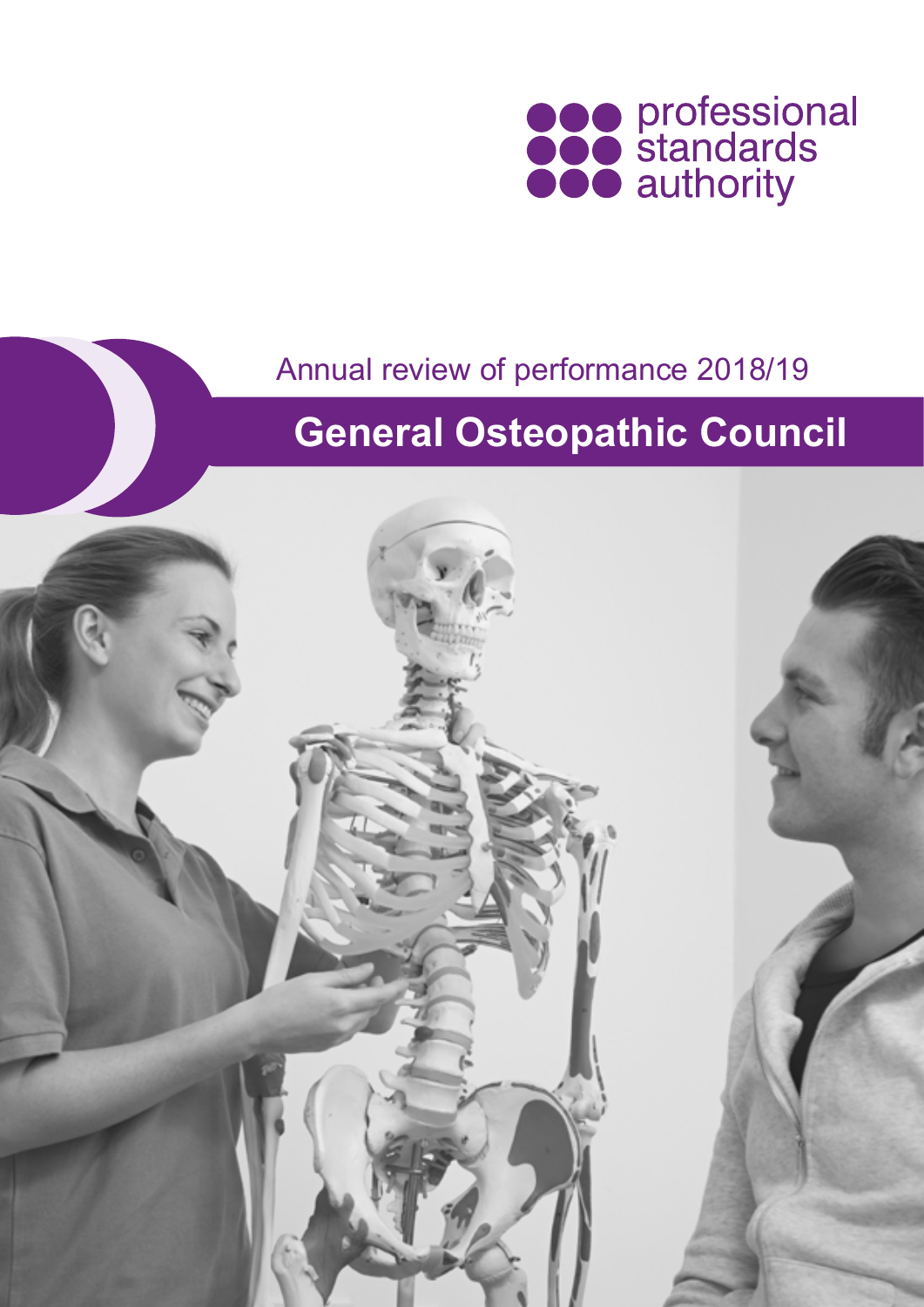professional standards authority

Annual review of performance 2018/19

# General Osteopathic Council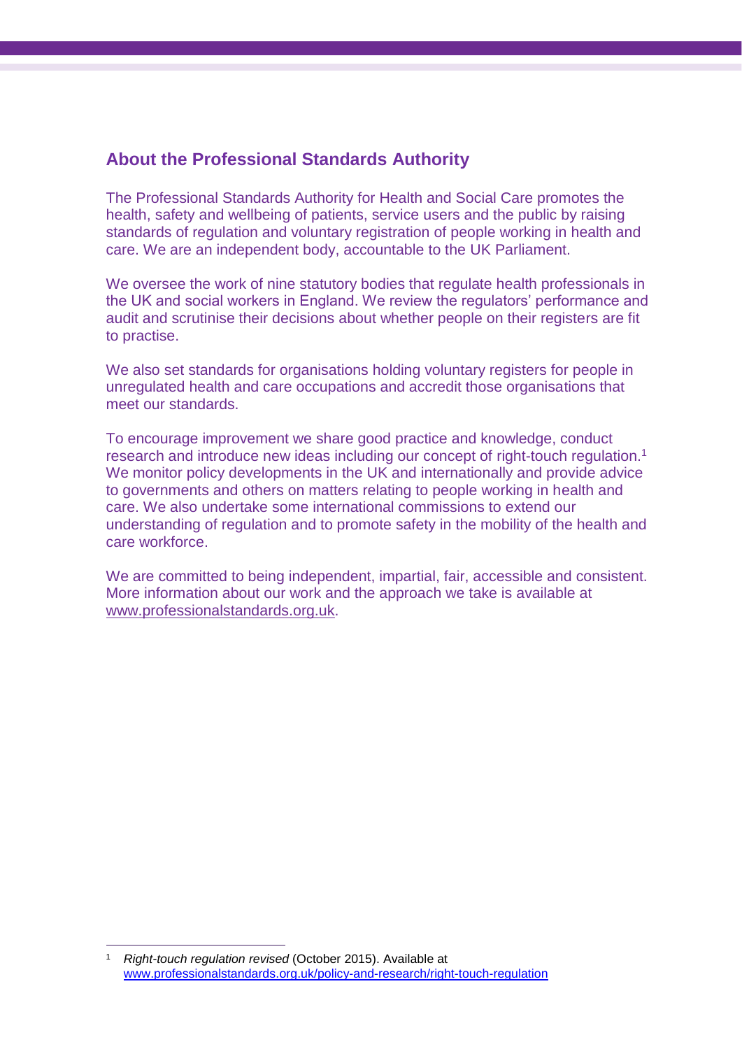## About the Professional Standards Authority

The Professional Standards Authority for Health and Social Care promotes the health, safety and wellbeing of patients, service users and the public by raising standards of regulation and voluntary registration of people working in health and care. We are an independent body, accountable to the UK Parliament.

We oversee the work of nine statutory bodies that regulate health professionals in the UK and social workers in England. We review the regulators' performance and audit and scrutinise their decisions about whether people on their registers are fit to practise.

We also set standards for organisations holding voluntary registers for people in unregulated health and care occupations and accredit those organisations that meet our standards.

To encourage improvement we share good practice and knowledge, conduct research and introduce new ideas including our concept of right-touch regulation.[1] We monitor policy developments in the UK and internationally and provide advice to governments and others on matters relating to people working in health and care. We also undertake some international commissions to extend our understanding of regulation and to promote safety in the mobility of the health and care workforce.

We are committed to being independent, impartial, fair, accessible and consistent. More information about our work and the approach we take is available at www.professionalstandards.org.uk.

---

[1] *Right-touch regulation revised* (October 2015). Available at www.professionalstandards.org.uk/policy-and-research/right-touch-regulation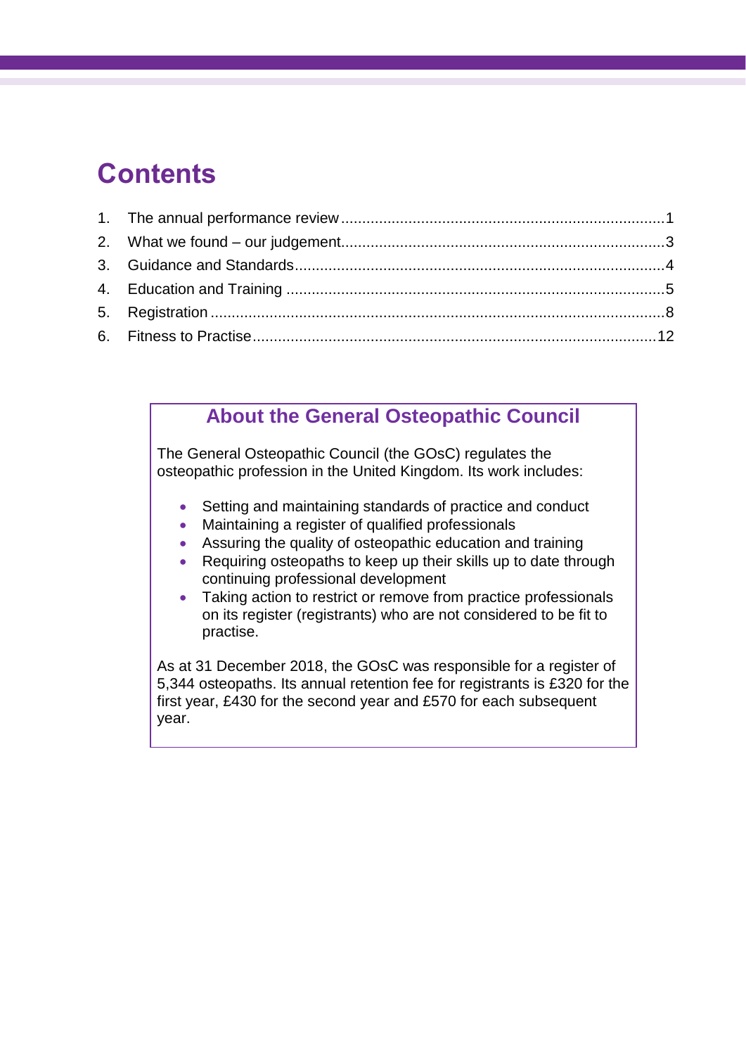# Contents

1. The annual performance review ........................................................................1
2. What we found – our judgement........................................................................3
3. Guidance and Standards....................................................................................4
4. Education and Training .....................................................................................5
5. Registration .......................................................................................................8
6. Fitness to Practise...........................................................................................12

## About the General Osteopathic Council

The General Osteopathic Council (the GOsC) regulates the osteopathic profession in the United Kingdom. Its work includes:

- Setting and maintaining standards of practice and conduct
- Maintaining a register of qualified professionals
- Assuring the quality of osteopathic education and training
- Requiring osteopaths to keep up their skills up to date through continuing professional development
- Taking action to restrict or remove from practice professionals on its register (registrants) who are not considered to be fit to practise.

As at 31 December 2018, the GOsC was responsible for a register of 5,344 osteopaths. Its annual retention fee for registrants is £320 for the first year, £430 for the second year and £570 for each subsequent year.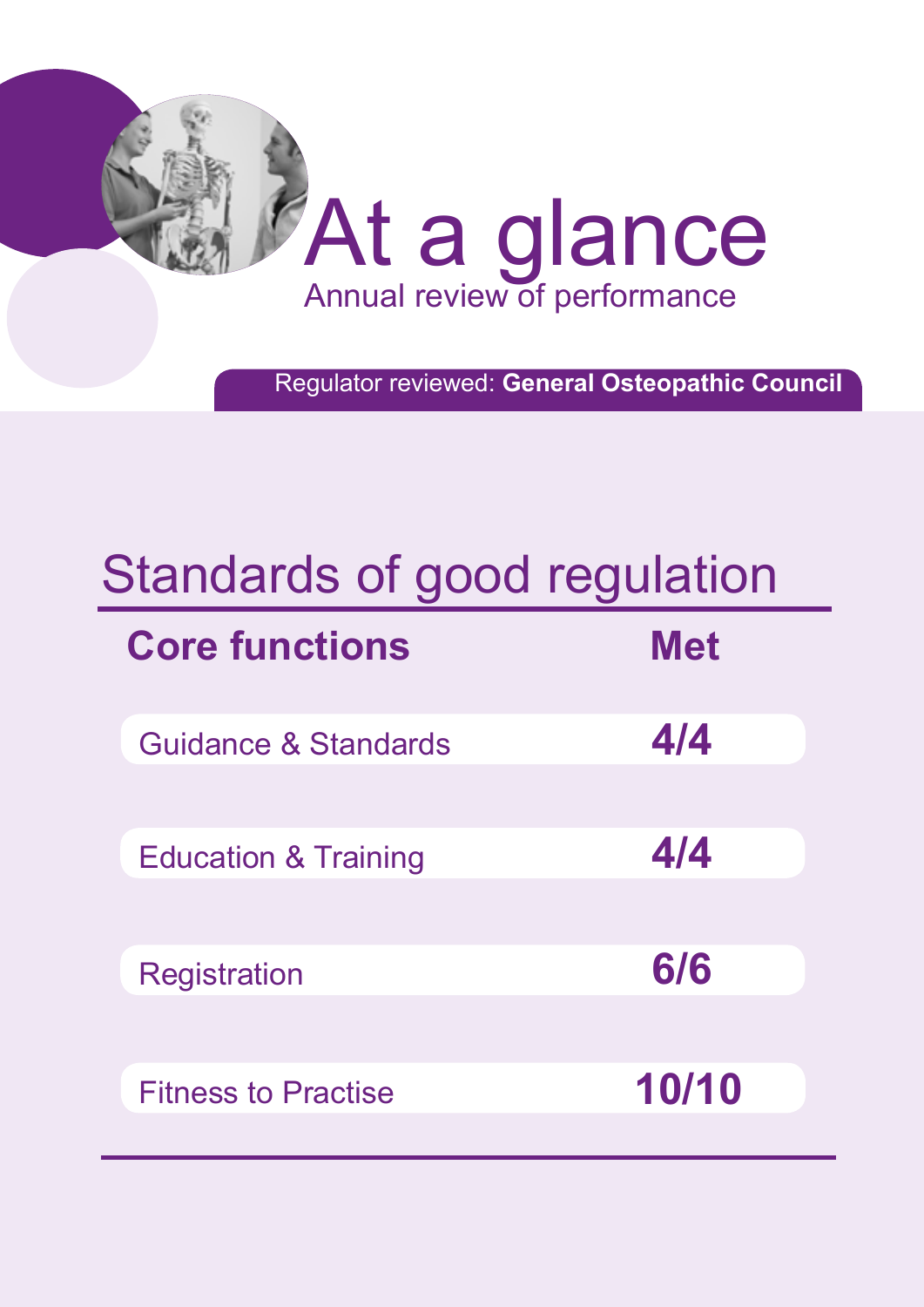# At a glance

Annual review of performance

Regulator reviewed: **General Osteopathic Council**

## Standards of good regulation

| Core functions | Met |
| --- | --- |
| Guidance & Standards | **4/4** |
| Education & Training | **4/4** |
| Registration | **6/6** |
| Fitness to Practise | **10/10** |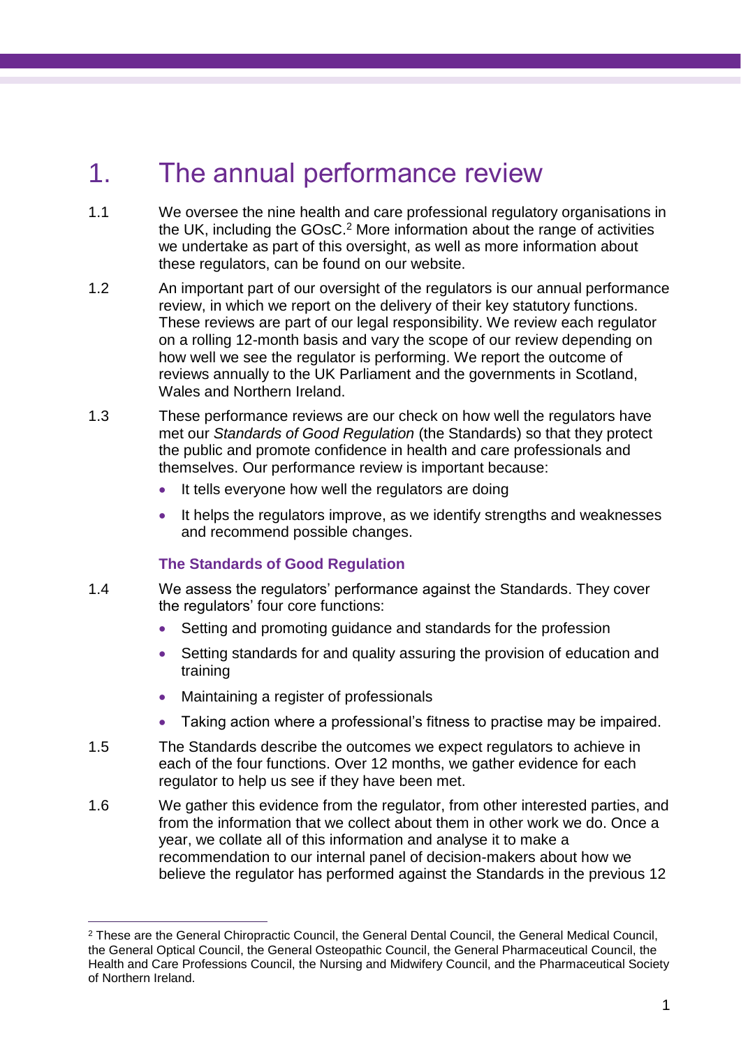# 1. The annual performance review

1.1 We oversee the nine health and care professional regulatory organisations in the UK, including the GOsC.[2] More information about the range of activities we undertake as part of this oversight, as well as more information about these regulators, can be found on our website.

1.2 An important part of our oversight of the regulators is our annual performance review, in which we report on the delivery of their key statutory functions. These reviews are part of our legal responsibility. We review each regulator on a rolling 12-month basis and vary the scope of our review depending on how well we see the regulator is performing. We report the outcome of reviews annually to the UK Parliament and the governments in Scotland, Wales and Northern Ireland.

1.3 These performance reviews are our check on how well the regulators have met our *Standards of Good Regulation* (the Standards) so that they protect the public and promote confidence in health and care professionals and themselves. Our performance review is important because:

- It tells everyone how well the regulators are doing
- It helps the regulators improve, as we identify strengths and weaknesses and recommend possible changes.

### The Standards of Good Regulation

1.4 We assess the regulators' performance against the Standards. They cover the regulators' four core functions:

- Setting and promoting guidance and standards for the profession
- Setting standards for and quality assuring the provision of education and training
- Maintaining a register of professionals
- Taking action where a professional's fitness to practise may be impaired.

1.5 The Standards describe the outcomes we expect regulators to achieve in each of the four functions. Over 12 months, we gather evidence for each regulator to help us see if they have been met.

1.6 We gather this evidence from the regulator, from other interested parties, and from the information that we collect about them in other work we do. Once a year, we collate all of this information and analyse it to make a recommendation to our internal panel of decision-makers about how we believe the regulator has performed against the Standards in the previous 12

[2] These are the General Chiropractic Council, the General Dental Council, the General Medical Council, the General Optical Council, the General Osteopathic Council, the General Pharmaceutical Council, the Health and Care Professions Council, the Nursing and Midwifery Council, and the Pharmaceutical Society of Northern Ireland.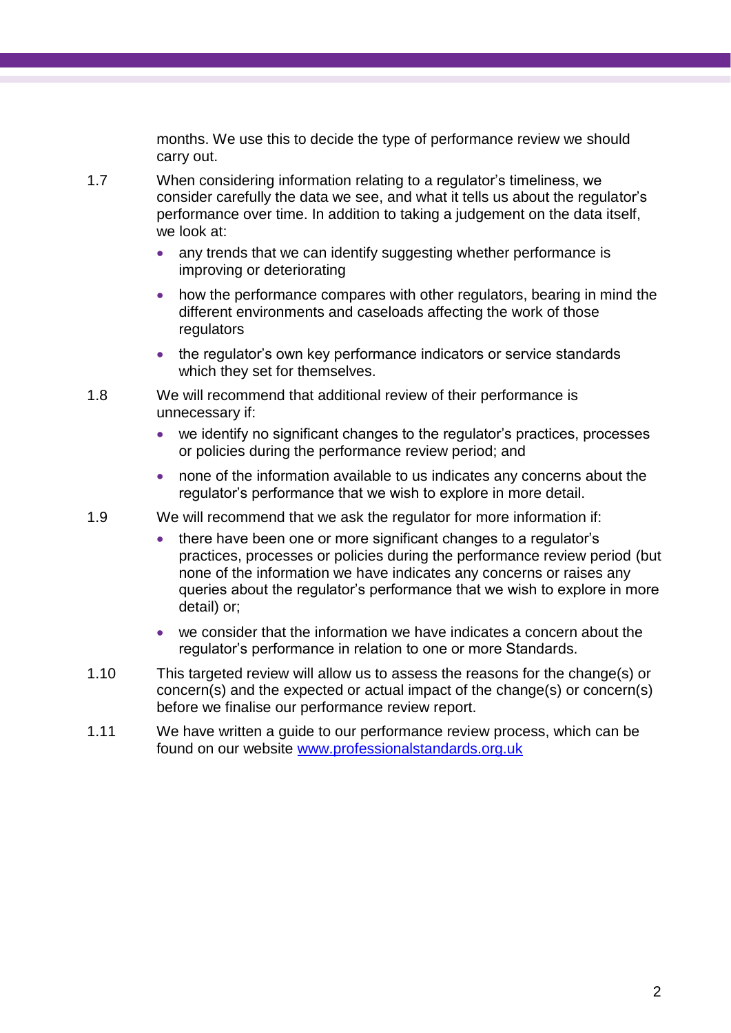months. We use this to decide the type of performance review we should carry out.

1.7 When considering information relating to a regulator's timeliness, we consider carefully the data we see, and what it tells us about the regulator's performance over time. In addition to taking a judgement on the data itself, we look at:

- any trends that we can identify suggesting whether performance is improving or deteriorating
- how the performance compares with other regulators, bearing in mind the different environments and caseloads affecting the work of those regulators
- the regulator's own key performance indicators or service standards which they set for themselves.

1.8 We will recommend that additional review of their performance is unnecessary if:

- we identify no significant changes to the regulator's practices, processes or policies during the performance review period; and
- none of the information available to us indicates any concerns about the regulator's performance that we wish to explore in more detail.

1.9 We will recommend that we ask the regulator for more information if:

- there have been one or more significant changes to a regulator's practices, processes or policies during the performance review period (but none of the information we have indicates any concerns or raises any queries about the regulator's performance that we wish to explore in more detail) or;
- we consider that the information we have indicates a concern about the regulator's performance in relation to one or more Standards.

1.10 This targeted review will allow us to assess the reasons for the change(s) or concern(s) and the expected or actual impact of the change(s) or concern(s) before we finalise our performance review report.

1.11 We have written a guide to our performance review process, which can be found on our website [www.professionalstandards.org.uk](www.professionalstandards.org.uk)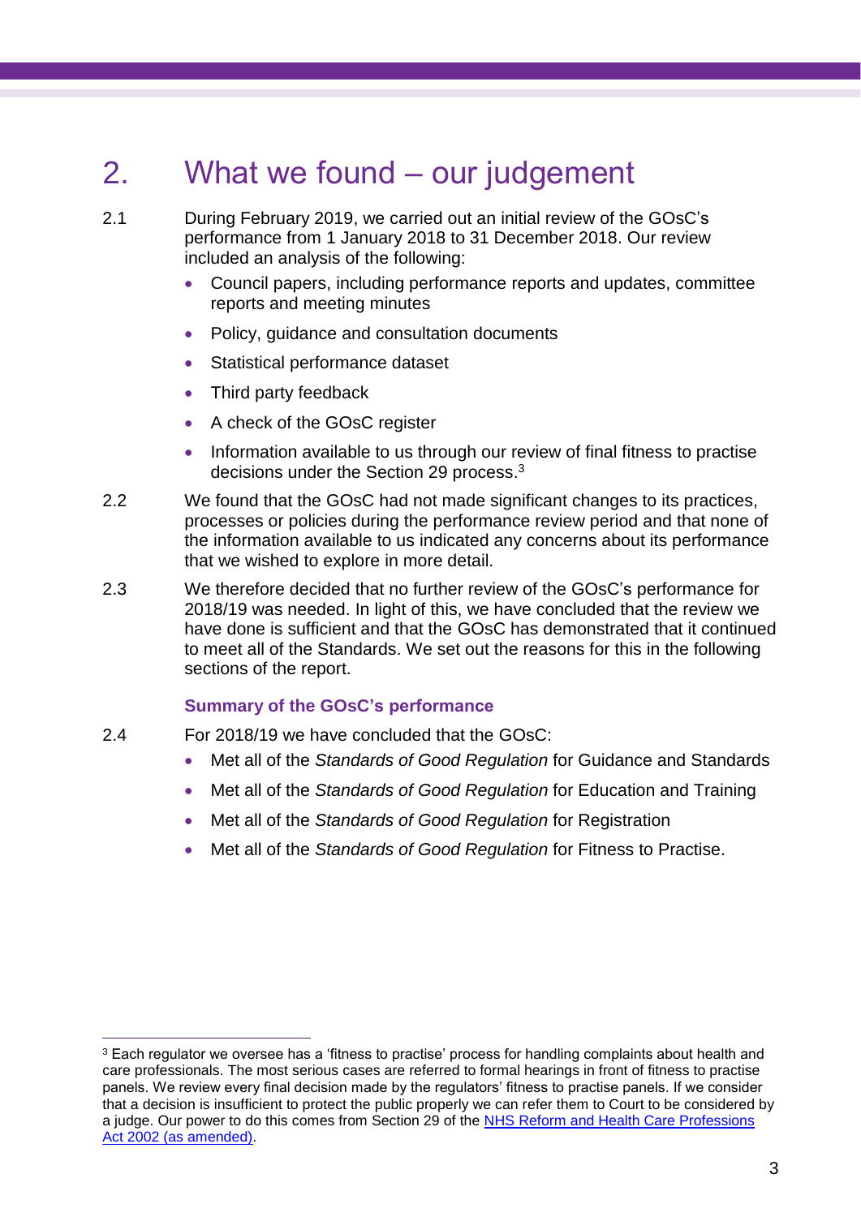## 2. What we found – our judgement

2.1 During February 2019, we carried out an initial review of the GOsC's performance from 1 January 2018 to 31 December 2018. Our review included an analysis of the following:

- Council papers, including performance reports and updates, committee reports and meeting minutes
- Policy, guidance and consultation documents
- Statistical performance dataset
- Third party feedback
- A check of the GOsC register
- Information available to us through our review of final fitness to practise decisions under the Section 29 process.[3]

2.2 We found that the GOsC had not made significant changes to its practices, processes or policies during the performance review period and that none of the information available to us indicated any concerns about its performance that we wished to explore in more detail.

2.3 We therefore decided that no further review of the GOsC's performance for 2018/19 was needed. In light of this, we have concluded that the review we have done is sufficient and that the GOsC has demonstrated that it continued to meet all of the Standards. We set out the reasons for this in the following sections of the report.

### Summary of the GOsC's performance

2.4 For 2018/19 we have concluded that the GOsC:

- Met all of the *Standards of Good Regulation* for Guidance and Standards
- Met all of the *Standards of Good Regulation* for Education and Training
- Met all of the *Standards of Good Regulation* for Registration
- Met all of the *Standards of Good Regulation* for Fitness to Practise.

---

[3] Each regulator we oversee has a 'fitness to practise' process for handling complaints about health and care professionals. The most serious cases are referred to formal hearings in front of fitness to practise panels. We review every final decision made by the regulators' fitness to practise panels. If we consider that a decision is insufficient to protect the public properly we can refer them to Court to be considered by a judge. Our power to do this comes from Section 29 of the NHS Reform and Health Care Professions Act 2002 (as amended).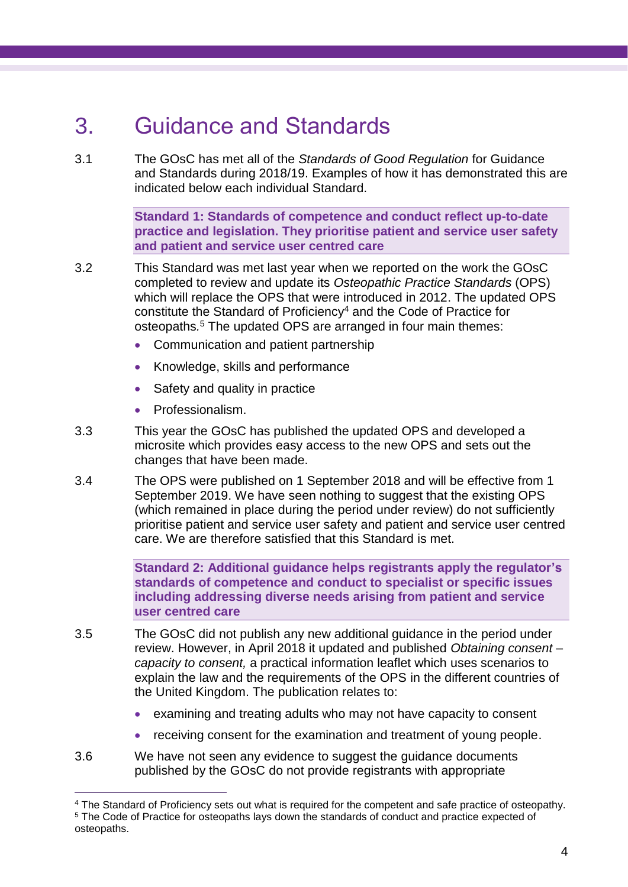# 3. Guidance and Standards

3.1 The GOsC has met all of the *Standards of Good Regulation* for Guidance and Standards during 2018/19. Examples of how it has demonstrated this are indicated below each individual Standard.

**Standard 1: Standards of competence and conduct reflect up-to-date practice and legislation. They prioritise patient and service user safety and patient and service user centred care**

3.2 This Standard was met last year when we reported on the work the GOsC completed to review and update its *Osteopathic Practice Standards* (OPS) which will replace the OPS that were introduced in 2012. The updated OPS constitute the Standard of Proficiency[4] and the Code of Practice for osteopaths.[5] The updated OPS are arranged in four main themes:

- Communication and patient partnership
- Knowledge, skills and performance
- Safety and quality in practice
- Professionalism.

3.3 This year the GOsC has published the updated OPS and developed a microsite which provides easy access to the new OPS and sets out the changes that have been made.

3.4 The OPS were published on 1 September 2018 and will be effective from 1 September 2019. We have seen nothing to suggest that the existing OPS (which remained in place during the period under review) do not sufficiently prioritise patient and service user safety and patient and service user centred care. We are therefore satisfied that this Standard is met.

**Standard 2: Additional guidance helps registrants apply the regulator's standards of competence and conduct to specialist or specific issues including addressing diverse needs arising from patient and service user centred care**

3.5 The GOsC did not publish any new additional guidance in the period under review. However, in April 2018 it updated and published *Obtaining consent – capacity to consent,* a practical information leaflet which uses scenarios to explain the law and the requirements of the OPS in the different countries of the United Kingdom. The publication relates to:

- examining and treating adults who may not have capacity to consent
- receiving consent for the examination and treatment of young people.

3.6 We have not seen any evidence to suggest the guidance documents published by the GOsC do not provide registrants with appropriate

---

[4] The Standard of Proficiency sets out what is required for the competent and safe practice of osteopathy.

[5] The Code of Practice for osteopaths lays down the standards of conduct and practice expected of osteopaths.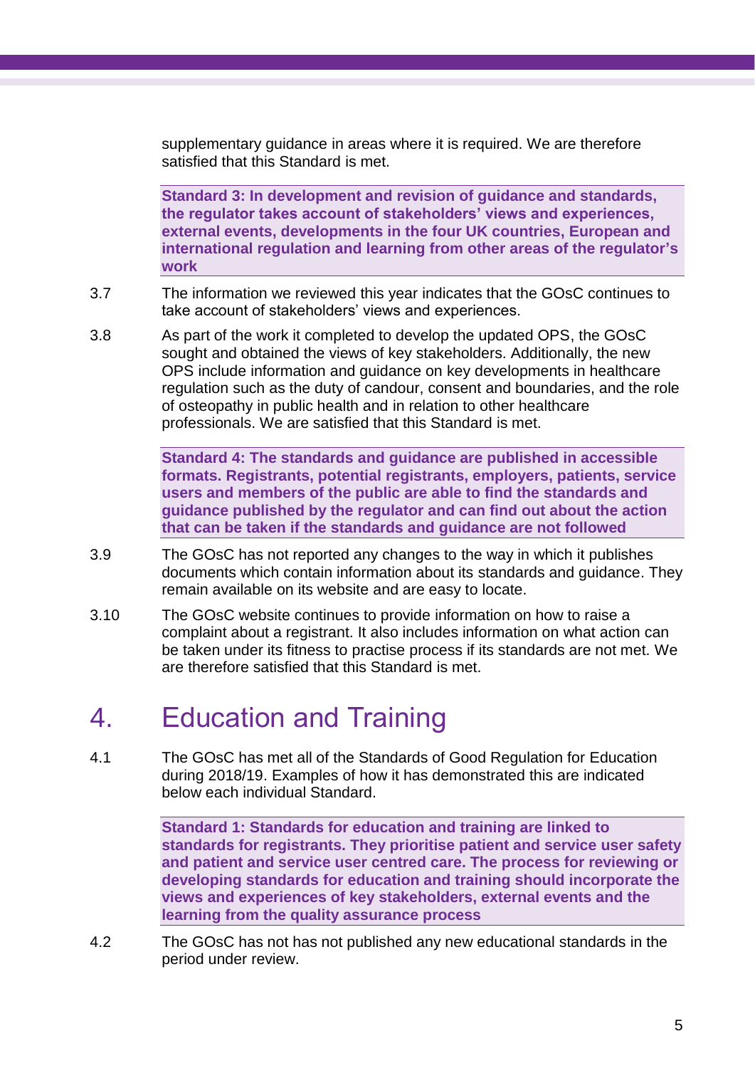supplementary guidance in areas where it is required. We are therefore satisfied that this Standard is met.

**Standard 3: In development and revision of guidance and standards, the regulator takes account of stakeholders' views and experiences, external events, developments in the four UK countries, European and international regulation and learning from other areas of the regulator's work**

3.7 The information we reviewed this year indicates that the GOsC continues to take account of stakeholders' views and experiences.

3.8 As part of the work it completed to develop the updated OPS, the GOsC sought and obtained the views of key stakeholders. Additionally, the new OPS include information and guidance on key developments in healthcare regulation such as the duty of candour, consent and boundaries, and the role of osteopathy in public health and in relation to other healthcare professionals. We are satisfied that this Standard is met.

**Standard 4: The standards and guidance are published in accessible formats. Registrants, potential registrants, employers, patients, service users and members of the public are able to find the standards and guidance published by the regulator and can find out about the action that can be taken if the standards and guidance are not followed**

3.9 The GOsC has not reported any changes to the way in which it publishes documents which contain information about its standards and guidance. They remain available on its website and are easy to locate.

3.10 The GOsC website continues to provide information on how to raise a complaint about a registrant. It also includes information on what action can be taken under its fitness to practise process if its standards are not met. We are therefore satisfied that this Standard is met.

# 4. Education and Training

4.1 The GOsC has met all of the Standards of Good Regulation for Education during 2018/19. Examples of how it has demonstrated this are indicated below each individual Standard.

**Standard 1: Standards for education and training are linked to standards for registrants. They prioritise patient and service user safety and patient and service user centred care. The process for reviewing or developing standards for education and training should incorporate the views and experiences of key stakeholders, external events and the learning from the quality assurance process**

4.2 The GOsC has not has published any new educational standards in the period under review.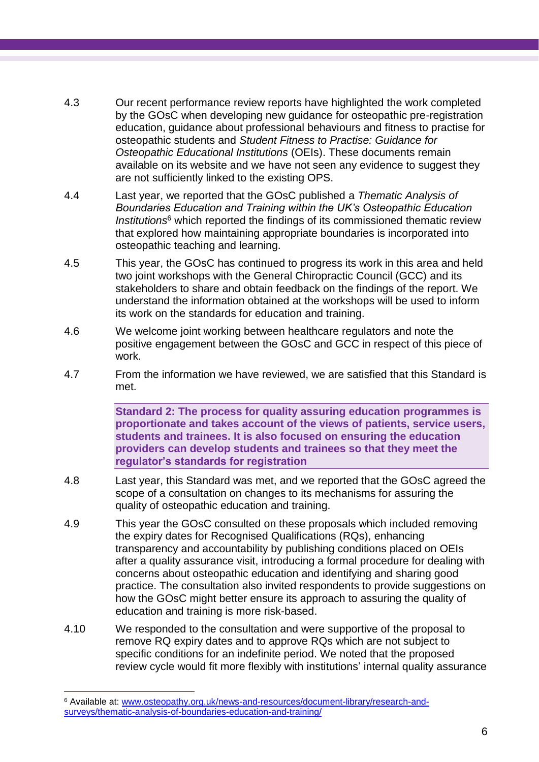4.3 Our recent performance review reports have highlighted the work completed by the GOsC when developing new guidance for osteopathic pre-registration education, guidance about professional behaviours and fitness to practise for osteopathic students and *Student Fitness to Practise: Guidance for Osteopathic Educational Institutions* (OEIs). These documents remain available on its website and we have not seen any evidence to suggest they are not sufficiently linked to the existing OPS.

4.4 Last year, we reported that the GOsC published a *Thematic Analysis of Boundaries Education and Training within the UK's Osteopathic Education Institutions*[6] which reported the findings of its commissioned thematic review that explored how maintaining appropriate boundaries is incorporated into osteopathic teaching and learning.

4.5 This year, the GOsC has continued to progress its work in this area and held two joint workshops with the General Chiropractic Council (GCC) and its stakeholders to share and obtain feedback on the findings of the report. We understand the information obtained at the workshops will be used to inform its work on the standards for education and training.

4.6 We welcome joint working between healthcare regulators and note the positive engagement between the GOsC and GCC in respect of this piece of work.

4.7 From the information we have reviewed, we are satisfied that this Standard is met.

**Standard 2: The process for quality assuring education programmes is proportionate and takes account of the views of patients, service users, students and trainees. It is also focused on ensuring the education providers can develop students and trainees so that they meet the regulator's standards for registration**

4.8 Last year, this Standard was met, and we reported that the GOsC agreed the scope of a consultation on changes to its mechanisms for assuring the quality of osteopathic education and training.

4.9 This year the GOsC consulted on these proposals which included removing the expiry dates for Recognised Qualifications (RQs), enhancing transparency and accountability by publishing conditions placed on OEIs after a quality assurance visit, introducing a formal procedure for dealing with concerns about osteopathic education and identifying and sharing good practice. The consultation also invited respondents to provide suggestions on how the GOsC might better ensure its approach to assuring the quality of education and training is more risk-based.

4.10 We responded to the consultation and were supportive of the proposal to remove RQ expiry dates and to approve RQs which are not subject to specific conditions for an indefinite period. We noted that the proposed review cycle would fit more flexibly with institutions' internal quality assurance

---

[6] Available at: [www.osteopathy.org.uk/news-and-resources/document-library/research-and-surveys/thematic-analysis-of-boundaries-education-and-training/](www.osteopathy.org.uk/news-and-resources/document-library/research-and-surveys/thematic-analysis-of-boundaries-education-and-training/)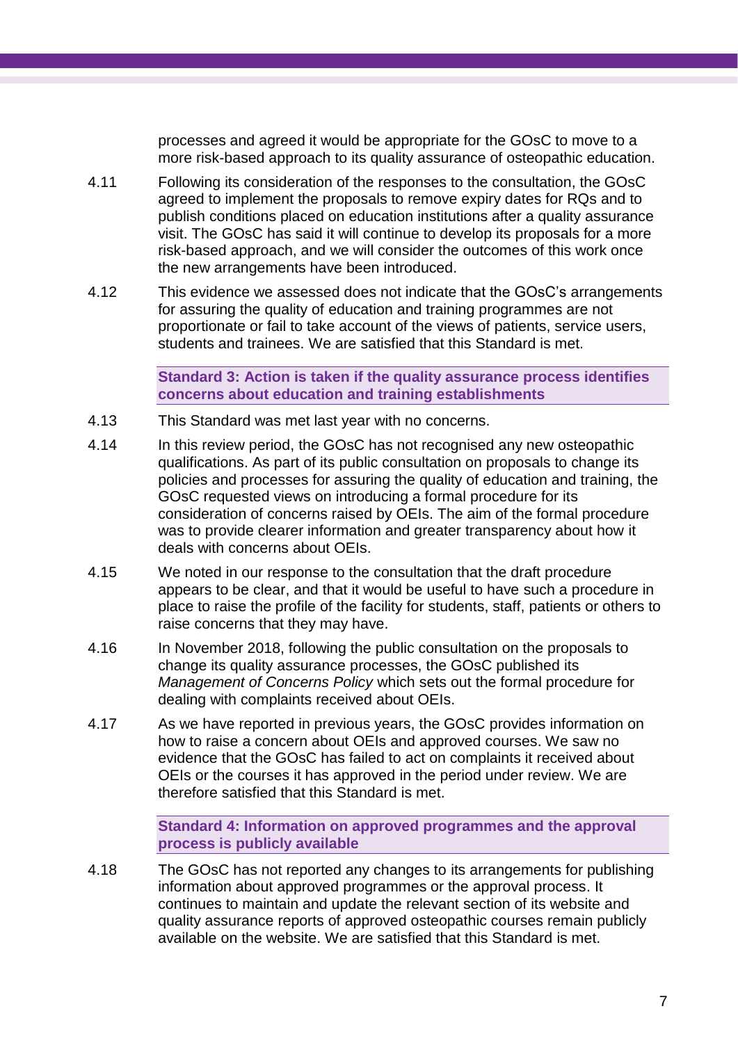processes and agreed it would be appropriate for the GOsC to move to a more risk-based approach to its quality assurance of osteopathic education.

4.11 Following its consideration of the responses to the consultation, the GOsC agreed to implement the proposals to remove expiry dates for RQs and to publish conditions placed on education institutions after a quality assurance visit. The GOsC has said it will continue to develop its proposals for a more risk-based approach, and we will consider the outcomes of this work once the new arrangements have been introduced.

4.12 This evidence we assessed does not indicate that the GOsC's arrangements for assuring the quality of education and training programmes are not proportionate or fail to take account of the views of patients, service users, students and trainees. We are satisfied that this Standard is met.

**Standard 3: Action is taken if the quality assurance process identifies concerns about education and training establishments**

4.13 This Standard was met last year with no concerns.

4.14 In this review period, the GOsC has not recognised any new osteopathic qualifications. As part of its public consultation on proposals to change its policies and processes for assuring the quality of education and training, the GOsC requested views on introducing a formal procedure for its consideration of concerns raised by OEIs. The aim of the formal procedure was to provide clearer information and greater transparency about how it deals with concerns about OEIs.

4.15 We noted in our response to the consultation that the draft procedure appears to be clear, and that it would be useful to have such a procedure in place to raise the profile of the facility for students, staff, patients or others to raise concerns that they may have.

4.16 In November 2018, following the public consultation on the proposals to change its quality assurance processes, the GOsC published its *Management of Concerns Policy* which sets out the formal procedure for dealing with complaints received about OEIs.

4.17 As we have reported in previous years, the GOsC provides information on how to raise a concern about OEIs and approved courses. We saw no evidence that the GOsC has failed to act on complaints it received about OEIs or the courses it has approved in the period under review. We are therefore satisfied that this Standard is met.

**Standard 4: Information on approved programmes and the approval process is publicly available**

4.18 The GOsC has not reported any changes to its arrangements for publishing information about approved programmes or the approval process. It continues to maintain and update the relevant section of its website and quality assurance reports of approved osteopathic courses remain publicly available on the website. We are satisfied that this Standard is met.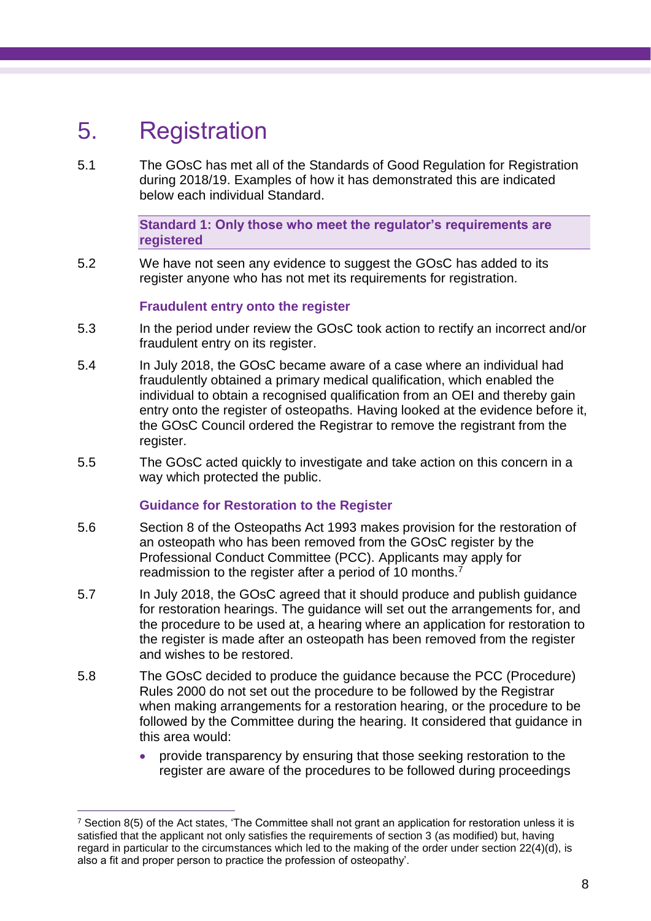# 5. Registration

5.1 The GOsC has met all of the Standards of Good Regulation for Registration during 2018/19. Examples of how it has demonstrated this are indicated below each individual Standard.

**Standard 1: Only those who meet the regulator's requirements are registered**

5.2 We have not seen any evidence to suggest the GOsC has added to its register anyone who has not met its requirements for registration.

### Fraudulent entry onto the register

5.3 In the period under review the GOsC took action to rectify an incorrect and/or fraudulent entry on its register.

5.4 In July 2018, the GOsC became aware of a case where an individual had fraudulently obtained a primary medical qualification, which enabled the individual to obtain a recognised qualification from an OEI and thereby gain entry onto the register of osteopaths. Having looked at the evidence before it, the GOsC Council ordered the Registrar to remove the registrant from the register.

5.5 The GOsC acted quickly to investigate and take action on this concern in a way which protected the public.

### Guidance for Restoration to the Register

5.6 Section 8 of the Osteopaths Act 1993 makes provision for the restoration of an osteopath who has been removed from the GOsC register by the Professional Conduct Committee (PCC). Applicants may apply for readmission to the register after a period of 10 months.[7]

5.7 In July 2018, the GOsC agreed that it should produce and publish guidance for restoration hearings. The guidance will set out the arrangements for, and the procedure to be used at, a hearing where an application for restoration to the register is made after an osteopath has been removed from the register and wishes to be restored.

5.8 The GOsC decided to produce the guidance because the PCC (Procedure) Rules 2000 do not set out the procedure to be followed by the Registrar when making arrangements for a restoration hearing, or the procedure to be followed by the Committee during the hearing. It considered that guidance in this area would:

- provide transparency by ensuring that those seeking restoration to the register are aware of the procedures to be followed during proceedings

---

[7] Section 8(5) of the Act states, 'The Committee shall not grant an application for restoration unless it is satisfied that the applicant not only satisfies the requirements of section 3 (as modified) but, having regard in particular to the circumstances which led to the making of the order under section 22(4)(d), is also a fit and proper person to practice the profession of osteopathy'.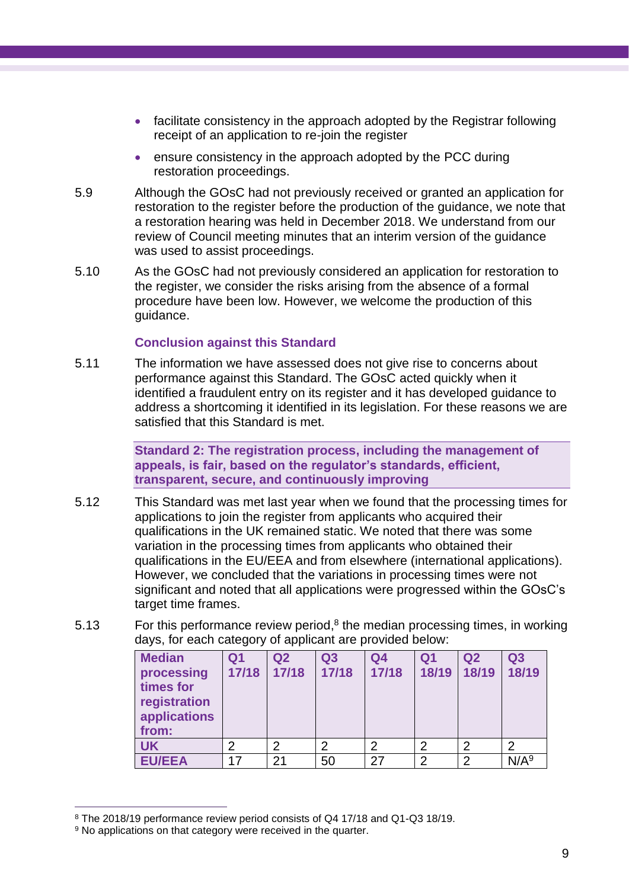- facilitate consistency in the approach adopted by the Registrar following receipt of an application to re-join the register
- ensure consistency in the approach adopted by the PCC during restoration proceedings.

5.9 Although the GOsC had not previously received or granted an application for restoration to the register before the production of the guidance, we note that a restoration hearing was held in December 2018. We understand from our review of Council meeting minutes that an interim version of the guidance was used to assist proceedings.

5.10 As the GOsC had not previously considered an application for restoration to the register, we consider the risks arising from the absence of a formal procedure have been low. However, we welcome the production of this guidance.

### Conclusion against this Standard

5.11 The information we have assessed does not give rise to concerns about performance against this Standard. The GOsC acted quickly when it identified a fraudulent entry on its register and it has developed guidance to address a shortcoming it identified in its legislation. For these reasons we are satisfied that this Standard is met.

### Standard 2: The registration process, including the management of appeals, is fair, based on the regulator's standards, efficient, transparent, secure, and continuously improving

5.12 This Standard was met last year when we found that the processing times for applications to join the register from applicants who acquired their qualifications in the UK remained static. We noted that there was some variation in the processing times from applicants who obtained their qualifications in the EU/EEA and from elsewhere (international applications). However, we concluded that the variations in processing times were not significant and noted that all applications were progressed within the GOsC's target time frames.

5.13 For this performance review period,[8] the median processing times, in working days, for each category of applicant are provided below:

| Median processing times for registration applications from: | Q1 17/18 | Q2 17/18 | Q3 17/18 | Q4 17/18 | Q1 18/19 | Q2 18/19 | Q3 18/19 |
|---|---|---|---|---|---|---|---|
| UK | 2 | 2 | 2 | 2 | 2 | 2 | 2 |
| EU/EEA | 17 | 21 | 50 | 27 | 2 | 2 | N/A[9] |

[8] The 2018/19 performance review period consists of Q4 17/18 and Q1-Q3 18/19.

[9] No applications on that category were received in the quarter.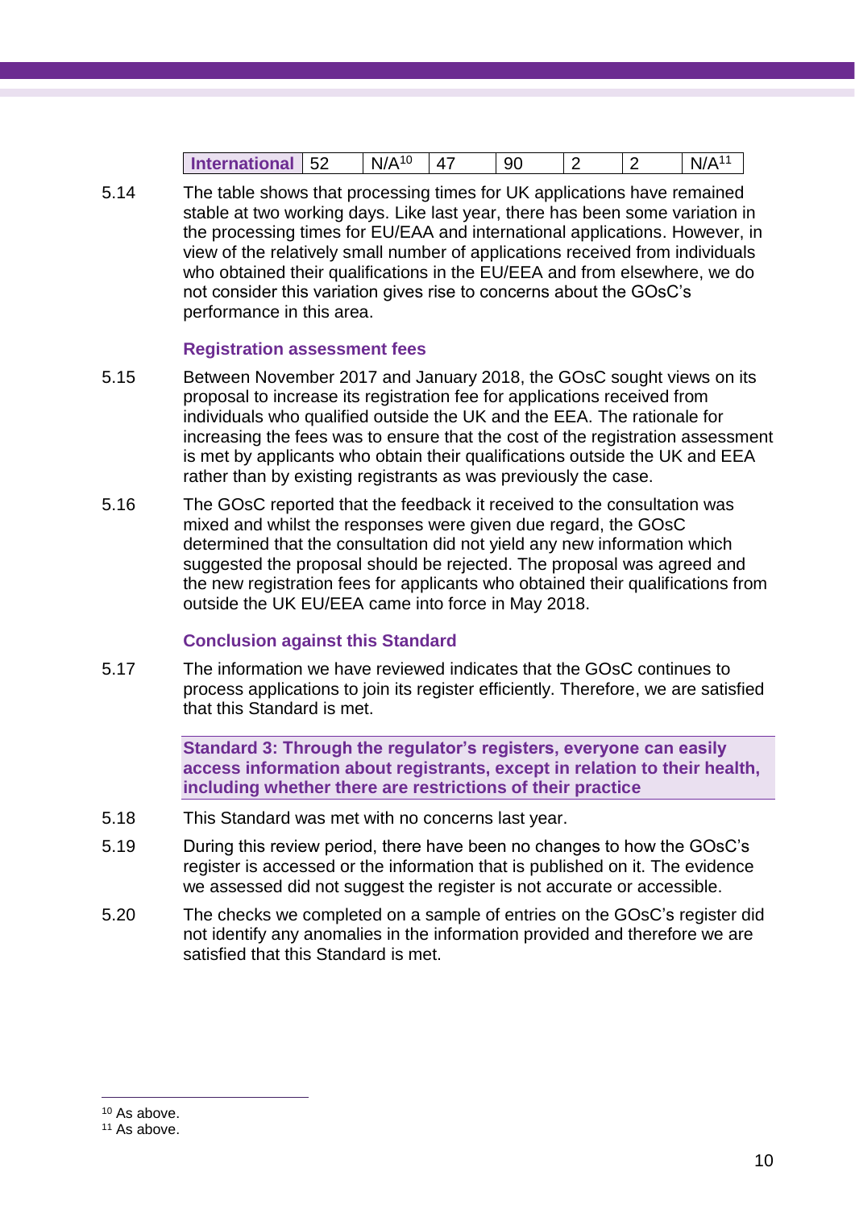| International | 52 | N/A[10] | 47 | 90 | 2 | 2 | N/A[11] |
|---|---|---|---|---|---|---|---|

5.14 The table shows that processing times for UK applications have remained stable at two working days. Like last year, there has been some variation in the processing times for EU/EAA and international applications. However, in view of the relatively small number of applications received from individuals who obtained their qualifications in the EU/EEA and from elsewhere, we do not consider this variation gives rise to concerns about the GOsC's performance in this area.

### Registration assessment fees

5.15 Between November 2017 and January 2018, the GOsC sought views on its proposal to increase its registration fee for applications received from individuals who qualified outside the UK and the EEA. The rationale for increasing the fees was to ensure that the cost of the registration assessment is met by applicants who obtain their qualifications outside the UK and EEA rather than by existing registrants as was previously the case.

5.16 The GOsC reported that the feedback it received to the consultation was mixed and whilst the responses were given due regard, the GOsC determined that the consultation did not yield any new information which suggested the proposal should be rejected. The proposal was agreed and the new registration fees for applicants who obtained their qualifications from outside the UK EU/EEA came into force in May 2018.

### Conclusion against this Standard

5.17 The information we have reviewed indicates that the GOsC continues to process applications to join its register efficiently. Therefore, we are satisfied that this Standard is met.

### Standard 3: Through the regulator's registers, everyone can easily access information about registrants, except in relation to their health, including whether there are restrictions of their practice

5.18 This Standard was met with no concerns last year.

5.19 During this review period, there have been no changes to how the GOsC's register is accessed or the information that is published on it. The evidence we assessed did not suggest the register is not accurate or accessible.

5.20 The checks we completed on a sample of entries on the GOsC's register did not identify any anomalies in the information provided and therefore we are satisfied that this Standard is met.

---

[10] As above.

[11] As above.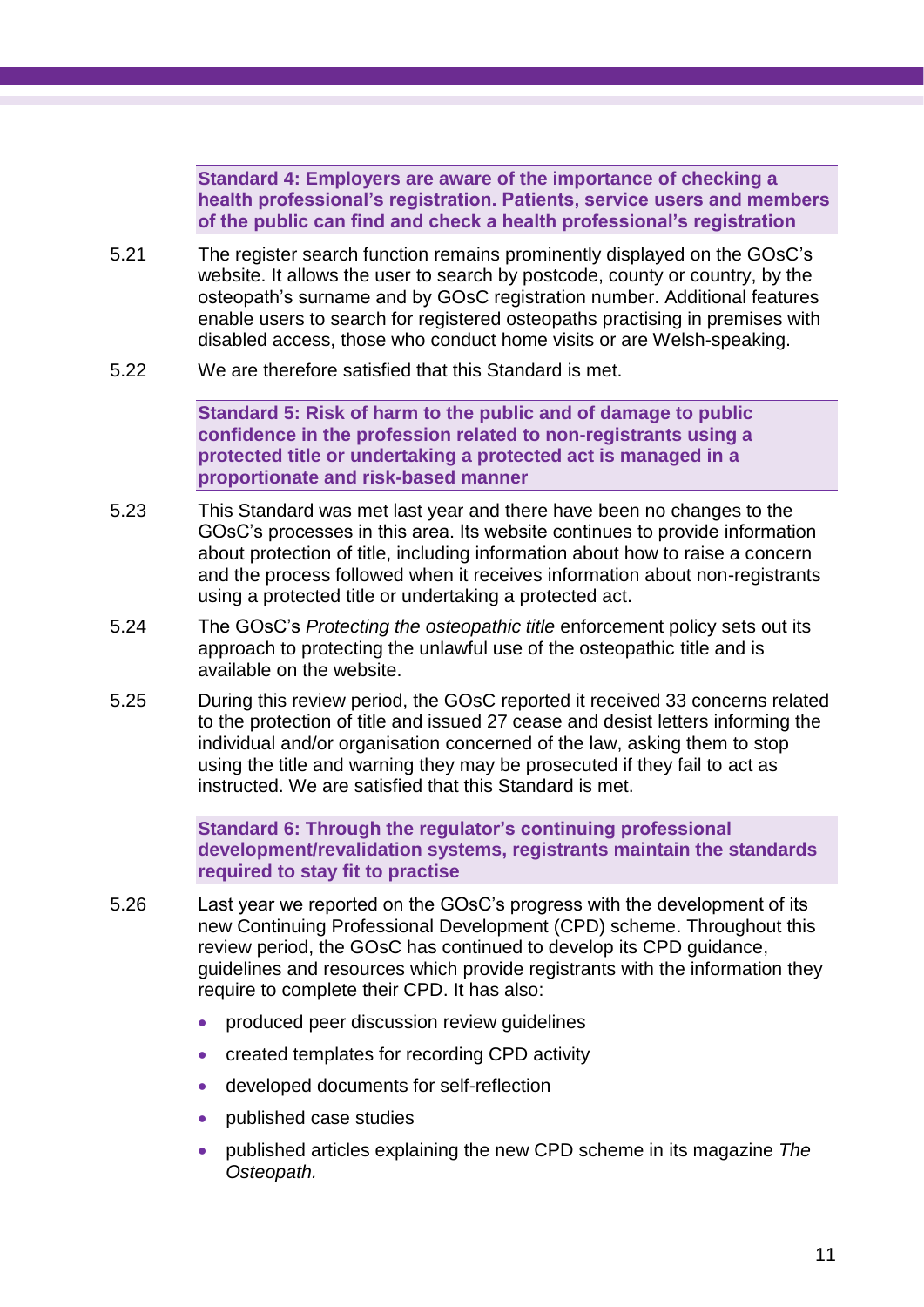**Standard 4: Employers are aware of the importance of checking a health professional's registration. Patients, service users and members of the public can find and check a health professional's registration**

5.21 The register search function remains prominently displayed on the GOsC's website. It allows the user to search by postcode, county or country, by the osteopath's surname and by GOsC registration number. Additional features enable users to search for registered osteopaths practising in premises with disabled access, those who conduct home visits or are Welsh-speaking.

5.22 We are therefore satisfied that this Standard is met.

**Standard 5: Risk of harm to the public and of damage to public confidence in the profession related to non-registrants using a protected title or undertaking a protected act is managed in a proportionate and risk-based manner**

5.23 This Standard was met last year and there have been no changes to the GOsC's processes in this area. Its website continues to provide information about protection of title, including information about how to raise a concern and the process followed when it receives information about non-registrants using a protected title or undertaking a protected act.

5.24 The GOsC's *Protecting the osteopathic title* enforcement policy sets out its approach to protecting the unlawful use of the osteopathic title and is available on the website.

5.25 During this review period, the GOsC reported it received 33 concerns related to the protection of title and issued 27 cease and desist letters informing the individual and/or organisation concerned of the law, asking them to stop using the title and warning they may be prosecuted if they fail to act as instructed. We are satisfied that this Standard is met.

**Standard 6: Through the regulator's continuing professional development/revalidation systems, registrants maintain the standards required to stay fit to practise**

5.26 Last year we reported on the GOsC's progress with the development of its new Continuing Professional Development (CPD) scheme. Throughout this review period, the GOsC has continued to develop its CPD guidance, guidelines and resources which provide registrants with the information they require to complete their CPD. It has also:

- produced peer discussion review guidelines
- created templates for recording CPD activity
- developed documents for self-reflection
- published case studies
- published articles explaining the new CPD scheme in its magazine *The Osteopath.*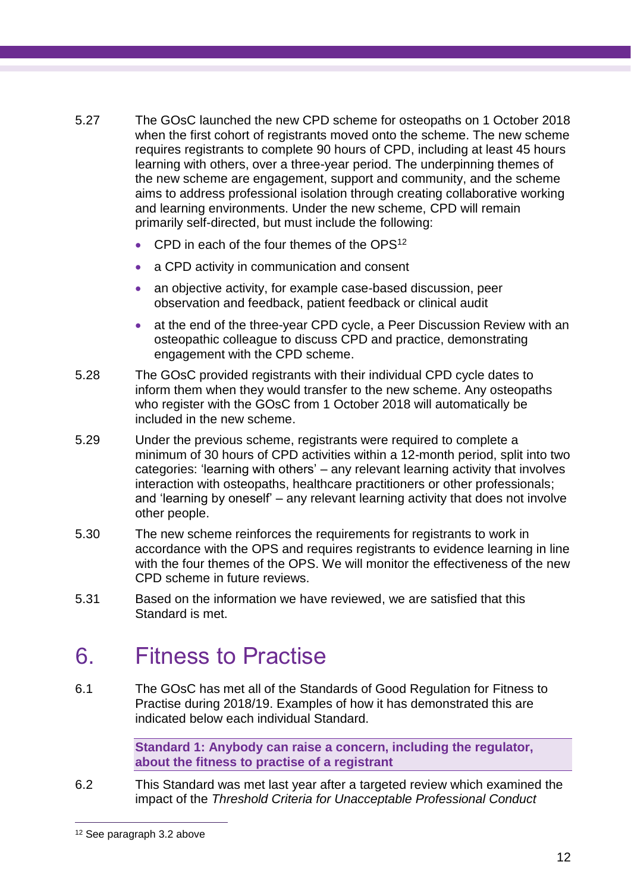5.27 The GOsC launched the new CPD scheme for osteopaths on 1 October 2018 when the first cohort of registrants moved onto the scheme. The new scheme requires registrants to complete 90 hours of CPD, including at least 45 hours learning with others, over a three-year period. The underpinning themes of the new scheme are engagement, support and community, and the scheme aims to address professional isolation through creating collaborative working and learning environments. Under the new scheme, CPD will remain primarily self-directed, but must include the following:

- CPD in each of the four themes of the OPS[12]
- a CPD activity in communication and consent
- an objective activity, for example case-based discussion, peer observation and feedback, patient feedback or clinical audit
- at the end of the three-year CPD cycle, a Peer Discussion Review with an osteopathic colleague to discuss CPD and practice, demonstrating engagement with the CPD scheme.

5.28 The GOsC provided registrants with their individual CPD cycle dates to inform them when they would transfer to the new scheme. Any osteopaths who register with the GOsC from 1 October 2018 will automatically be included in the new scheme.

5.29 Under the previous scheme, registrants were required to complete a minimum of 30 hours of CPD activities within a 12-month period, split into two categories: 'learning with others' – any relevant learning activity that involves interaction with osteopaths, healthcare practitioners or other professionals; and 'learning by oneself' – any relevant learning activity that does not involve other people.

5.30 The new scheme reinforces the requirements for registrants to work in accordance with the OPS and requires registrants to evidence learning in line with the four themes of the OPS. We will monitor the effectiveness of the new CPD scheme in future reviews.

5.31 Based on the information we have reviewed, we are satisfied that this Standard is met.

# 6. Fitness to Practise

6.1 The GOsC has met all of the Standards of Good Regulation for Fitness to Practise during 2018/19. Examples of how it has demonstrated this are indicated below each individual Standard.

**Standard 1: Anybody can raise a concern, including the regulator, about the fitness to practise of a registrant**

6.2 This Standard was met last year after a targeted review which examined the impact of the *Threshold Criteria for Unacceptable Professional Conduct*

[12] See paragraph 3.2 above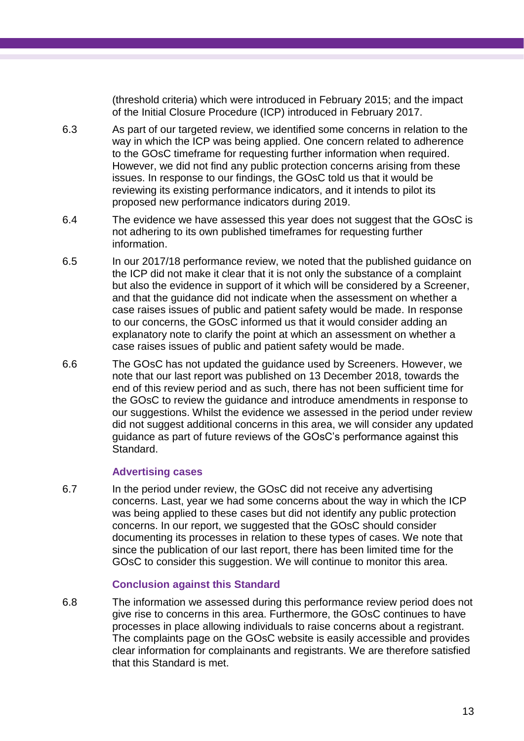(threshold criteria) which were introduced in February 2015; and the impact of the Initial Closure Procedure (ICP) introduced in February 2017.

6.3 As part of our targeted review, we identified some concerns in relation to the way in which the ICP was being applied. One concern related to adherence to the GOsC timeframe for requesting further information when required. However, we did not find any public protection concerns arising from these issues. In response to our findings, the GOsC told us that it would be reviewing its existing performance indicators, and it intends to pilot its proposed new performance indicators during 2019.

6.4 The evidence we have assessed this year does not suggest that the GOsC is not adhering to its own published timeframes for requesting further information.

6.5 In our 2017/18 performance review, we noted that the published guidance on the ICP did not make it clear that it is not only the substance of a complaint but also the evidence in support of it which will be considered by a Screener, and that the guidance did not indicate when the assessment on whether a case raises issues of public and patient safety would be made. In response to our concerns, the GOsC informed us that it would consider adding an explanatory note to clarify the point at which an assessment on whether a case raises issues of public and patient safety would be made.

6.6 The GOsC has not updated the guidance used by Screeners. However, we note that our last report was published on 13 December 2018, towards the end of this review period and as such, there has not been sufficient time for the GOsC to review the guidance and introduce amendments in response to our suggestions. Whilst the evidence we assessed in the period under review did not suggest additional concerns in this area, we will consider any updated guidance as part of future reviews of the GOsC's performance against this Standard.

### Advertising cases

6.7 In the period under review, the GOsC did not receive any advertising concerns. Last, year we had some concerns about the way in which the ICP was being applied to these cases but did not identify any public protection concerns. In our report, we suggested that the GOsC should consider documenting its processes in relation to these types of cases. We note that since the publication of our last report, there has been limited time for the GOsC to consider this suggestion. We will continue to monitor this area.

### Conclusion against this Standard

6.8 The information we assessed during this performance review period does not give rise to concerns in this area. Furthermore, the GOsC continues to have processes in place allowing individuals to raise concerns about a registrant. The complaints page on the GOsC website is easily accessible and provides clear information for complainants and registrants. We are therefore satisfied that this Standard is met.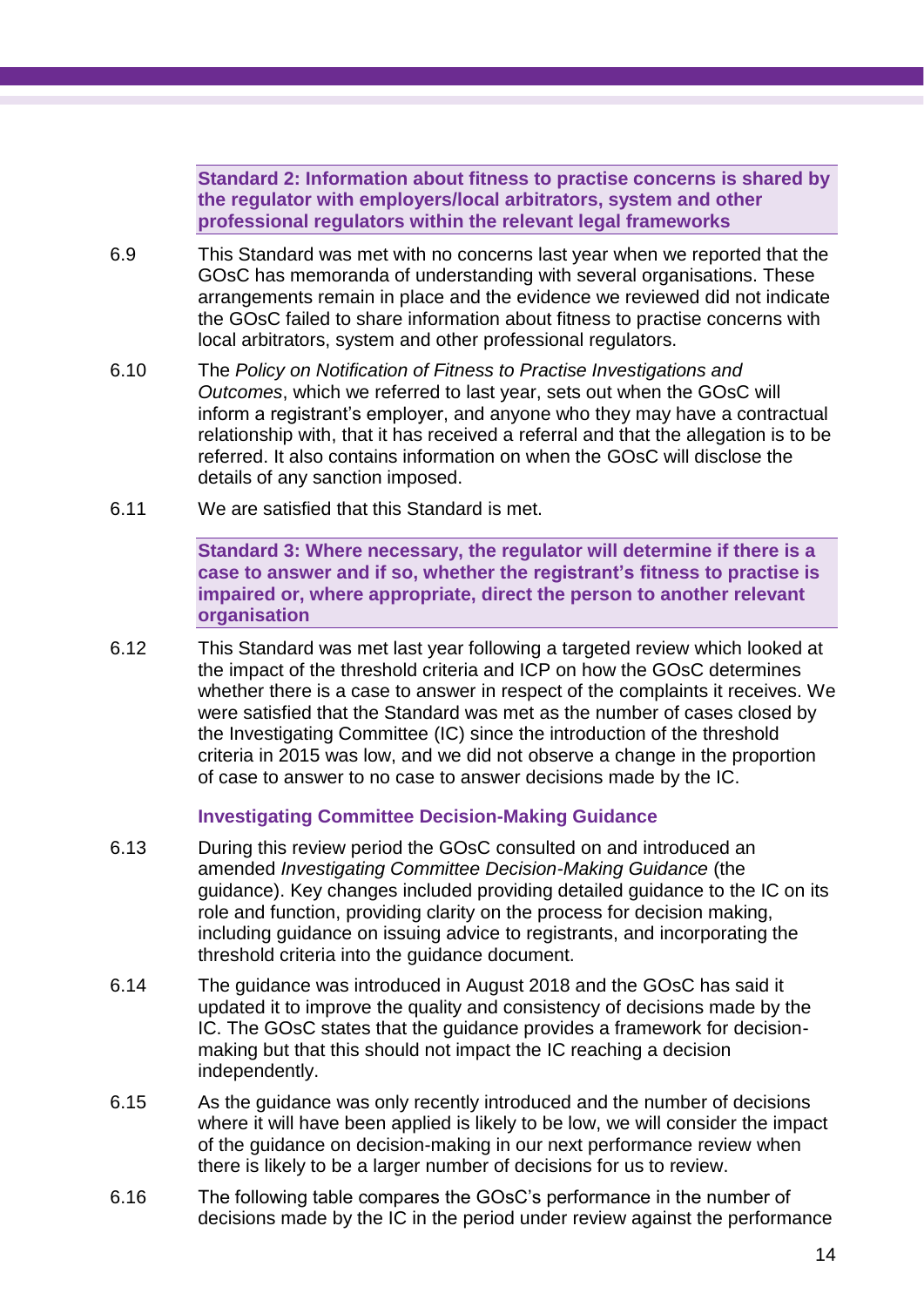**Standard 2: Information about fitness to practise concerns is shared by the regulator with employers/local arbitrators, system and other professional regulators within the relevant legal frameworks**

6.9 This Standard was met with no concerns last year when we reported that the GOsC has memoranda of understanding with several organisations. These arrangements remain in place and the evidence we reviewed did not indicate the GOsC failed to share information about fitness to practise concerns with local arbitrators, system and other professional regulators.

6.10 The *Policy on Notification of Fitness to Practise Investigations and Outcomes*, which we referred to last year, sets out when the GOsC will inform a registrant's employer, and anyone who they may have a contractual relationship with, that it has received a referral and that the allegation is to be referred. It also contains information on when the GOsC will disclose the details of any sanction imposed.

6.11 We are satisfied that this Standard is met.

**Standard 3: Where necessary, the regulator will determine if there is a case to answer and if so, whether the registrant's fitness to practise is impaired or, where appropriate, direct the person to another relevant organisation**

6.12 This Standard was met last year following a targeted review which looked at the impact of the threshold criteria and ICP on how the GOsC determines whether there is a case to answer in respect of the complaints it receives. We were satisfied that the Standard was met as the number of cases closed by the Investigating Committee (IC) since the introduction of the threshold criteria in 2015 was low, and we did not observe a change in the proportion of case to answer to no case to answer decisions made by the IC.

**Investigating Committee Decision-Making Guidance**

6.13 During this review period the GOsC consulted on and introduced an amended *Investigating Committee Decision-Making Guidance* (the guidance). Key changes included providing detailed guidance to the IC on its role and function, providing clarity on the process for decision making, including guidance on issuing advice to registrants, and incorporating the threshold criteria into the guidance document.

6.14 The guidance was introduced in August 2018 and the GOsC has said it updated it to improve the quality and consistency of decisions made by the IC. The GOsC states that the guidance provides a framework for decision-making but that this should not impact the IC reaching a decision independently.

6.15 As the guidance was only recently introduced and the number of decisions where it will have been applied is likely to be low, we will consider the impact of the guidance on decision-making in our next performance review when there is likely to be a larger number of decisions for us to review.

6.16 The following table compares the GOsC's performance in the number of decisions made by the IC in the period under review against the performance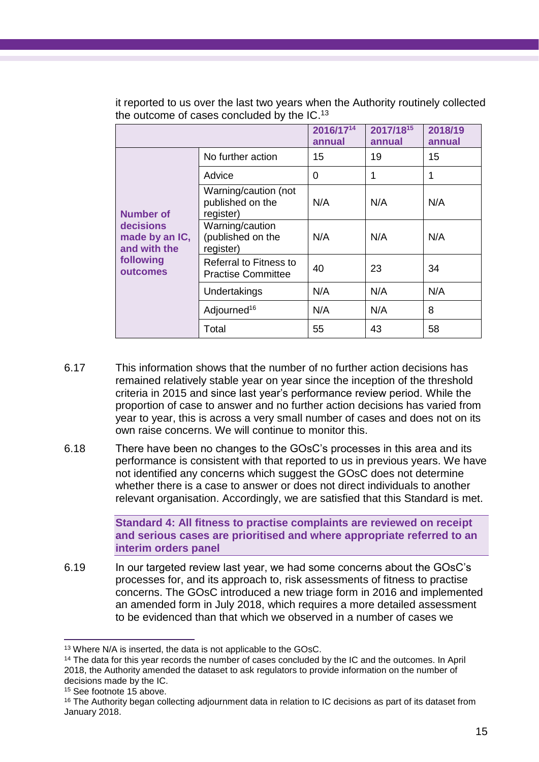it reported to us over the last two years when the Authority routinely collected the outcome of cases concluded by the IC.[13]

| | | 2016/17[14] annual | 2017/18[15] annual | 2018/19 annual |
|---|---|---|---|---|
| **Number of decisions made by an IC, and with the following outcomes** | No further action | 15 | 19 | 15 |
| | Advice | 0 | 1 | 1 |
| | Warning/caution (not published on the register) | N/A | N/A | N/A |
| | Warning/caution (published on the register) | N/A | N/A | N/A |
| | Referral to Fitness to Practise Committee | 40 | 23 | 34 |
| | Undertakings | N/A | N/A | N/A |
| | Adjourned[16] | N/A | N/A | 8 |
| | Total | 55 | 43 | 58 |

6.17 This information shows that the number of no further action decisions has remained relatively stable year on year since the inception of the threshold criteria in 2015 and since last year's performance review period. While the proportion of case to answer and no further action decisions has varied from year to year, this is across a very small number of cases and does not on its own raise concerns. We will continue to monitor this.

6.18 There have been no changes to the GOsC's processes in this area and its performance is consistent with that reported to us in previous years. We have not identified any concerns which suggest the GOsC does not determine whether there is a case to answer or does not direct individuals to another relevant organisation. Accordingly, we are satisfied that this Standard is met.

**Standard 4: All fitness to practise complaints are reviewed on receipt and serious cases are prioritised and where appropriate referred to an interim orders panel**

6.19 In our targeted review last year, we had some concerns about the GOsC's processes for, and its approach to, risk assessments of fitness to practise concerns. The GOsC introduced a new triage form in 2016 and implemented an amended form in July 2018, which requires a more detailed assessment to be evidenced than that which we observed in a number of cases we

---

[13] Where N/A is inserted, the data is not applicable to the GOsC.

[14] The data for this year records the number of cases concluded by the IC and the outcomes. In April 2018, the Authority amended the dataset to ask regulators to provide information on the number of decisions made by the IC.

[15] See footnote 15 above.

[16] The Authority began collecting adjournment data in relation to IC decisions as part of its dataset from January 2018.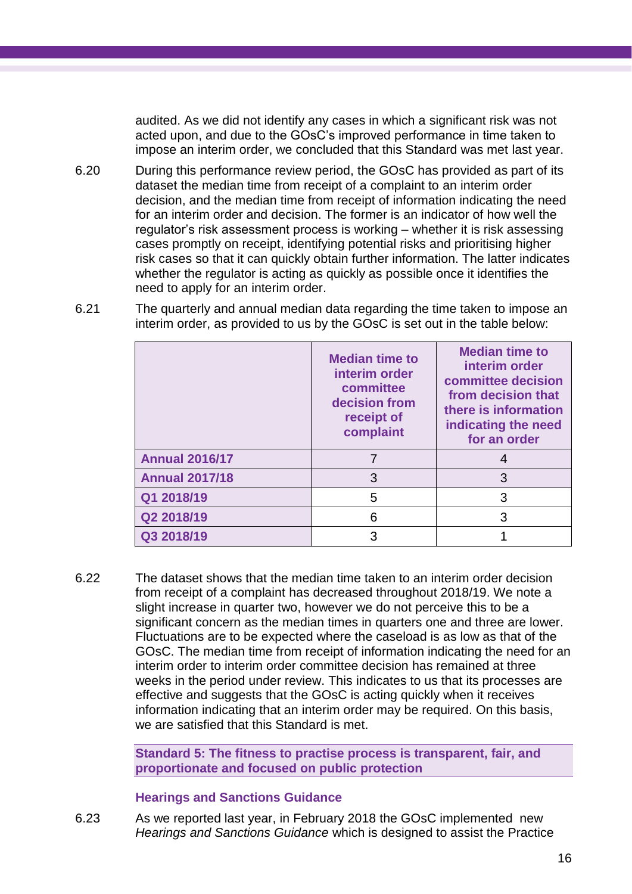audited. As we did not identify any cases in which a significant risk was not acted upon, and due to the GOsC's improved performance in time taken to impose an interim order, we concluded that this Standard was met last year.

6.20 During this performance review period, the GOsC has provided as part of its dataset the median time from receipt of a complaint to an interim order decision, and the median time from receipt of information indicating the need for an interim order and decision. The former is an indicator of how well the regulator's risk assessment process is working – whether it is risk assessing cases promptly on receipt, identifying potential risks and prioritising higher risk cases so that it can quickly obtain further information. The latter indicates whether the regulator is acting as quickly as possible once it identifies the need to apply for an interim order.

6.21 The quarterly and annual median data regarding the time taken to impose an interim order, as provided to us by the GOsC is set out in the table below:

| | Median time to interim order committee decision from receipt of complaint | Median time to interim order committee decision from decision that there is information indicating the need for an order |
|---|---|---|
| **Annual 2016/17** | 7 | 4 |
| **Annual 2017/18** | 3 | 3 |
| **Q1 2018/19** | 5 | 3 |
| **Q2 2018/19** | 6 | 3 |
| **Q3 2018/19** | 3 | 1 |

6.22 The dataset shows that the median time taken to an interim order decision from receipt of a complaint has decreased throughout 2018/19. We note a slight increase in quarter two, however we do not perceive this to be a significant concern as the median times in quarters one and three are lower. Fluctuations are to be expected where the caseload is as low as that of the GOsC. The median time from receipt of information indicating the need for an interim order to interim order committee decision has remained at three weeks in the period under review. This indicates to us that its processes are effective and suggests that the GOsC is acting quickly when it receives information indicating that an interim order may be required. On this basis, we are satisfied that this Standard is met.

**Standard 5: The fitness to practise process is transparent, fair, and proportionate and focused on public protection**

### Hearings and Sanctions Guidance

6.23 As we reported last year, in February 2018 the GOsC implemented new *Hearings and Sanctions Guidance* which is designed to assist the Practice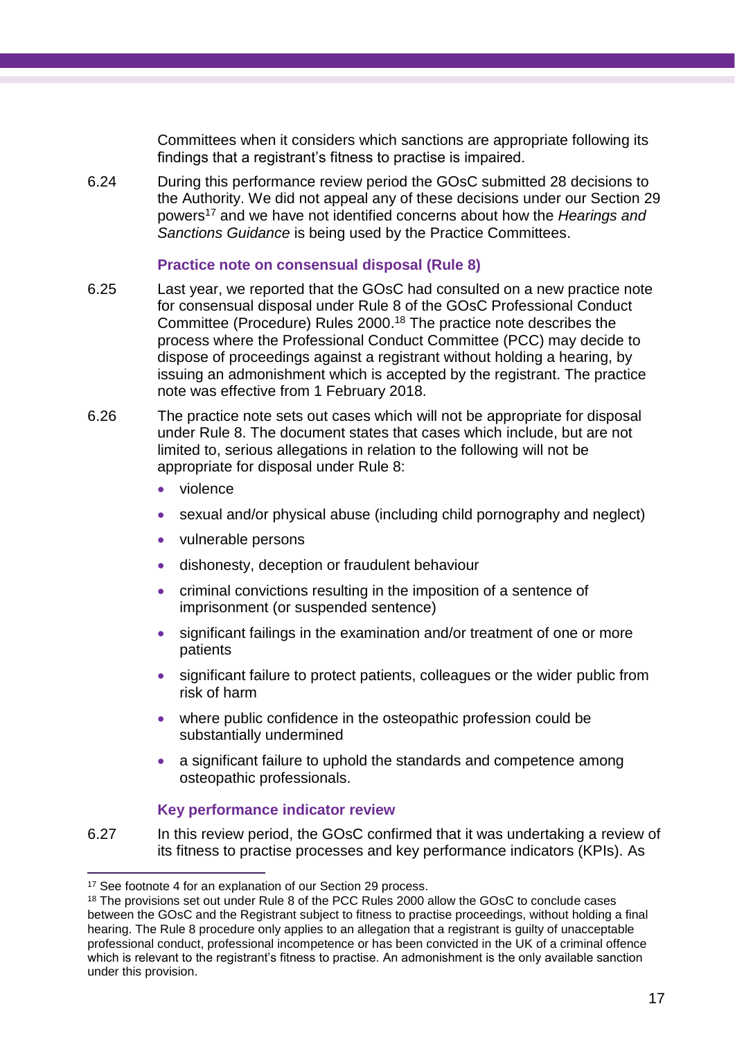Committees when it considers which sanctions are appropriate following its findings that a registrant's fitness to practise is impaired.

6.24 During this performance review period the GOsC submitted 28 decisions to the Authority. We did not appeal any of these decisions under our Section 29 powers[17] and we have not identified concerns about how the *Hearings and Sanctions Guidance* is being used by the Practice Committees.

### Practice note on consensual disposal (Rule 8)

6.25 Last year, we reported that the GOsC had consulted on a new practice note for consensual disposal under Rule 8 of the GOsC Professional Conduct Committee (Procedure) Rules 2000.[18] The practice note describes the process where the Professional Conduct Committee (PCC) may decide to dispose of proceedings against a registrant without holding a hearing, by issuing an admonishment which is accepted by the registrant. The practice note was effective from 1 February 2018.

6.26 The practice note sets out cases which will not be appropriate for disposal under Rule 8. The document states that cases which include, but are not limited to, serious allegations in relation to the following will not be appropriate for disposal under Rule 8:

- violence
- sexual and/or physical abuse (including child pornography and neglect)
- vulnerable persons
- dishonesty, deception or fraudulent behaviour
- criminal convictions resulting in the imposition of a sentence of imprisonment (or suspended sentence)
- significant failings in the examination and/or treatment of one or more patients
- significant failure to protect patients, colleagues or the wider public from risk of harm
- where public confidence in the osteopathic profession could be substantially undermined
- a significant failure to uphold the standards and competence among osteopathic professionals.

### Key performance indicator review

6.27 In this review period, the GOsC confirmed that it was undertaking a review of its fitness to practise processes and key performance indicators (KPIs). As

---

[17] See footnote 4 for an explanation of our Section 29 process.

[18] The provisions set out under Rule 8 of the PCC Rules 2000 allow the GOsC to conclude cases between the GOsC and the Registrant subject to fitness to practise proceedings, without holding a final hearing. The Rule 8 procedure only applies to an allegation that a registrant is guilty of unacceptable professional conduct, professional incompetence or has been convicted in the UK of a criminal offence which is relevant to the registrant's fitness to practise. An admonishment is the only available sanction under this provision.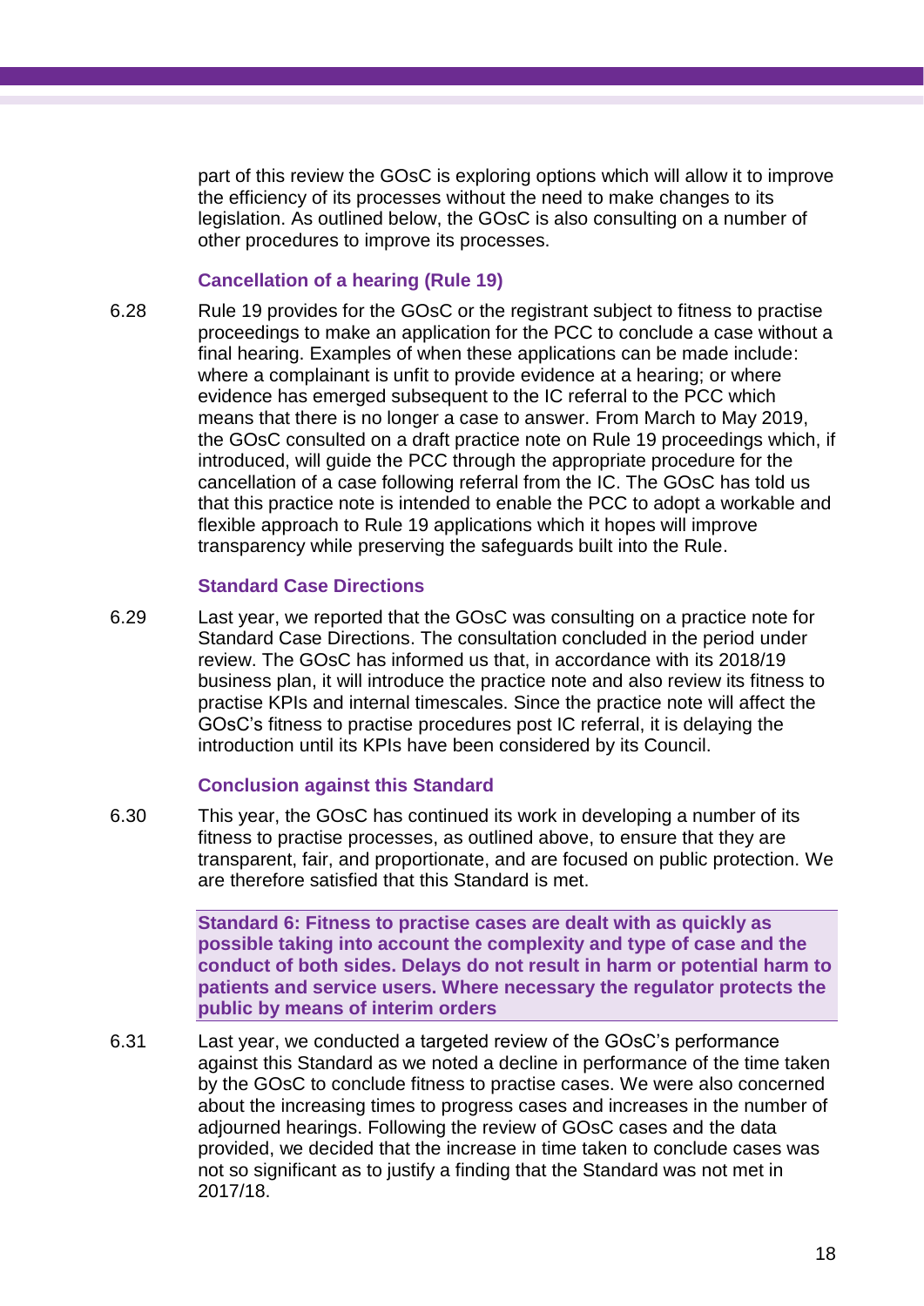part of this review the GOsC is exploring options which will allow it to improve the efficiency of its processes without the need to make changes to its legislation. As outlined below, the GOsC is also consulting on a number of other procedures to improve its processes.

### Cancellation of a hearing (Rule 19)

6.28 Rule 19 provides for the GOsC or the registrant subject to fitness to practise proceedings to make an application for the PCC to conclude a case without a final hearing. Examples of when these applications can be made include: where a complainant is unfit to provide evidence at a hearing; or where evidence has emerged subsequent to the IC referral to the PCC which means that there is no longer a case to answer. From March to May 2019, the GOsC consulted on a draft practice note on Rule 19 proceedings which, if introduced, will guide the PCC through the appropriate procedure for the cancellation of a case following referral from the IC. The GOsC has told us that this practice note is intended to enable the PCC to adopt a workable and flexible approach to Rule 19 applications which it hopes will improve transparency while preserving the safeguards built into the Rule.

### Standard Case Directions

6.29 Last year, we reported that the GOsC was consulting on a practice note for Standard Case Directions. The consultation concluded in the period under review. The GOsC has informed us that, in accordance with its 2018/19 business plan, it will introduce the practice note and also review its fitness to practise KPIs and internal timescales. Since the practice note will affect the GOsC's fitness to practise procedures post IC referral, it is delaying the introduction until its KPIs have been considered by its Council.

### Conclusion against this Standard

6.30 This year, the GOsC has continued its work in developing a number of its fitness to practise processes, as outlined above, to ensure that they are transparent, fair, and proportionate, and are focused on public protection. We are therefore satisfied that this Standard is met.

### Standard 6: Fitness to practise cases are dealt with as quickly as possible taking into account the complexity and type of case and the conduct of both sides. Delays do not result in harm or potential harm to patients and service users. Where necessary the regulator protects the public by means of interim orders

6.31 Last year, we conducted a targeted review of the GOsC's performance against this Standard as we noted a decline in performance of the time taken by the GOsC to conclude fitness to practise cases. We were also concerned about the increasing times to progress cases and increases in the number of adjourned hearings. Following the review of GOsC cases and the data provided, we decided that the increase in time taken to conclude cases was not so significant as to justify a finding that the Standard was not met in 2017/18.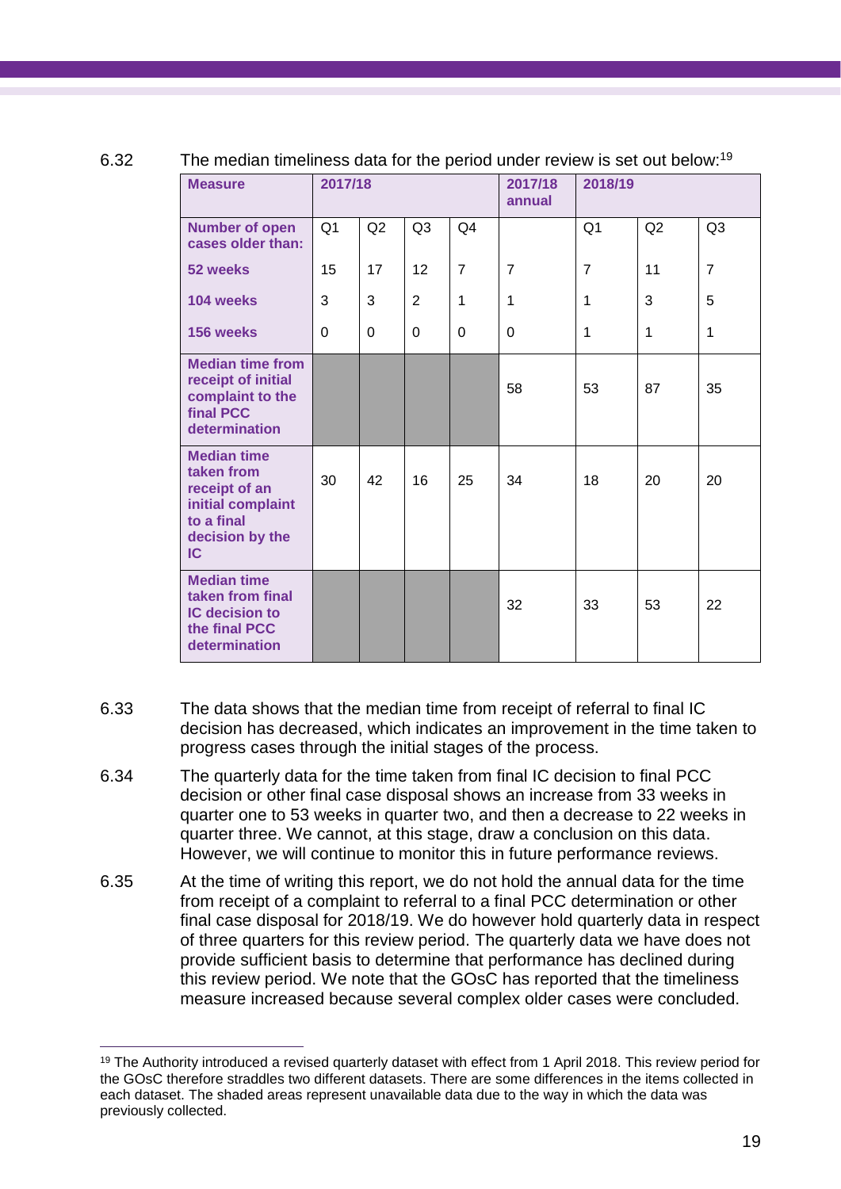6.32 The median timeliness data for the period under review is set out below:[19]

| Measure | 2017/18 | | | | 2017/18 annual | 2018/19 | | |
|---|---|---|---|---|---|---|---|---|
| Number of open cases older than: | Q1 | Q2 | Q3 | Q4 | | Q1 | Q2 | Q3 |
| 52 weeks | 15 | 17 | 12 | 7 | 7 | 7 | 11 | 7 |
| 104 weeks | 3 | 3 | 2 | 1 | 1 | 1 | 3 | 5 |
| 156 weeks | 0 | 0 | 0 | 0 | 0 | 1 | 1 | 1 |
| Median time from receipt of initial complaint to the final PCC determination | | | | | 58 | 53 | 87 | 35 |
| Median time taken from receipt of an initial complaint to a final decision by the IC | 30 | 42 | 16 | 25 | 34 | 18 | 20 | 20 |
| Median time taken from final IC decision to the final PCC determination | | | | | 32 | 33 | 53 | 22 |

6.33 The data shows that the median time from receipt of referral to final IC decision has decreased, which indicates an improvement in the time taken to progress cases through the initial stages of the process.

6.34 The quarterly data for the time taken from final IC decision to final PCC decision or other final case disposal shows an increase from 33 weeks in quarter one to 53 weeks in quarter two, and then a decrease to 22 weeks in quarter three. We cannot, at this stage, draw a conclusion on this data. However, we will continue to monitor this in future performance reviews.

6.35 At the time of writing this report, we do not hold the annual data for the time from receipt of a complaint to referral to a final PCC determination or other final case disposal for 2018/19. We do however hold quarterly data in respect of three quarters for this review period. The quarterly data we have does not provide sufficient basis to determine that performance has declined during this review period. We note that the GOsC has reported that the timeliness measure increased because several complex older cases were concluded.

[19] The Authority introduced a revised quarterly dataset with effect from 1 April 2018. This review period for the GOsC therefore straddles two different datasets. There are some differences in the items collected in each dataset. The shaded areas represent unavailable data due to the way in which the data was previously collected.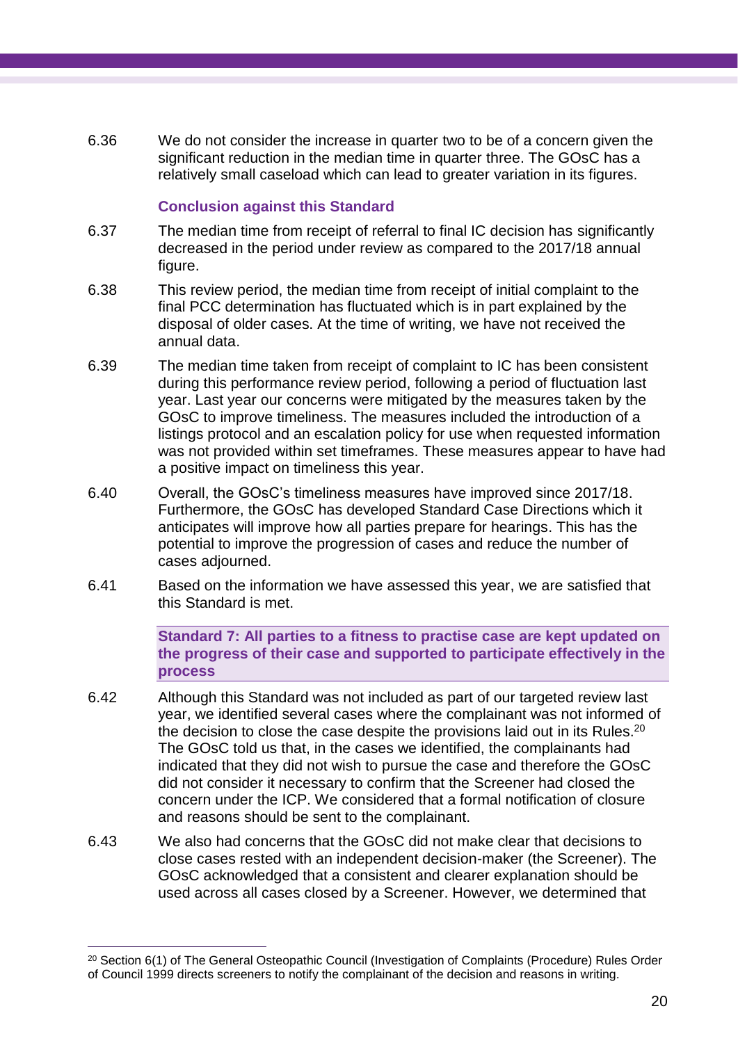6.36 We do not consider the increase in quarter two to be of a concern given the significant reduction in the median time in quarter three. The GOsC has a relatively small caseload which can lead to greater variation in its figures.

### Conclusion against this Standard

6.37 The median time from receipt of referral to final IC decision has significantly decreased in the period under review as compared to the 2017/18 annual figure.

6.38 This review period, the median time from receipt of initial complaint to the final PCC determination has fluctuated which is in part explained by the disposal of older cases. At the time of writing, we have not received the annual data.

6.39 The median time taken from receipt of complaint to IC has been consistent during this performance review period, following a period of fluctuation last year. Last year our concerns were mitigated by the measures taken by the GOsC to improve timeliness. The measures included the introduction of a listings protocol and an escalation policy for use when requested information was not provided within set timeframes. These measures appear to have had a positive impact on timeliness this year.

6.40 Overall, the GOsC's timeliness measures have improved since 2017/18. Furthermore, the GOsC has developed Standard Case Directions which it anticipates will improve how all parties prepare for hearings. This has the potential to improve the progression of cases and reduce the number of cases adjourned.

6.41 Based on the information we have assessed this year, we are satisfied that this Standard is met.

### Standard 7: All parties to a fitness to practise case are kept updated on the progress of their case and supported to participate effectively in the process

6.42 Although this Standard was not included as part of our targeted review last year, we identified several cases where the complainant was not informed of the decision to close the case despite the provisions laid out in its Rules.[20] The GOsC told us that, in the cases we identified, the complainants had indicated that they did not wish to pursue the case and therefore the GOsC did not consider it necessary to confirm that the Screener had closed the concern under the ICP. We considered that a formal notification of closure and reasons should be sent to the complainant.

6.43 We also had concerns that the GOsC did not make clear that decisions to close cases rested with an independent decision-maker (the Screener). The GOsC acknowledged that a consistent and clearer explanation should be used across all cases closed by a Screener. However, we determined that

[20] Section 6(1) of The General Osteopathic Council (Investigation of Complaints (Procedure) Rules Order of Council 1999 directs screeners to notify the complainant of the decision and reasons in writing.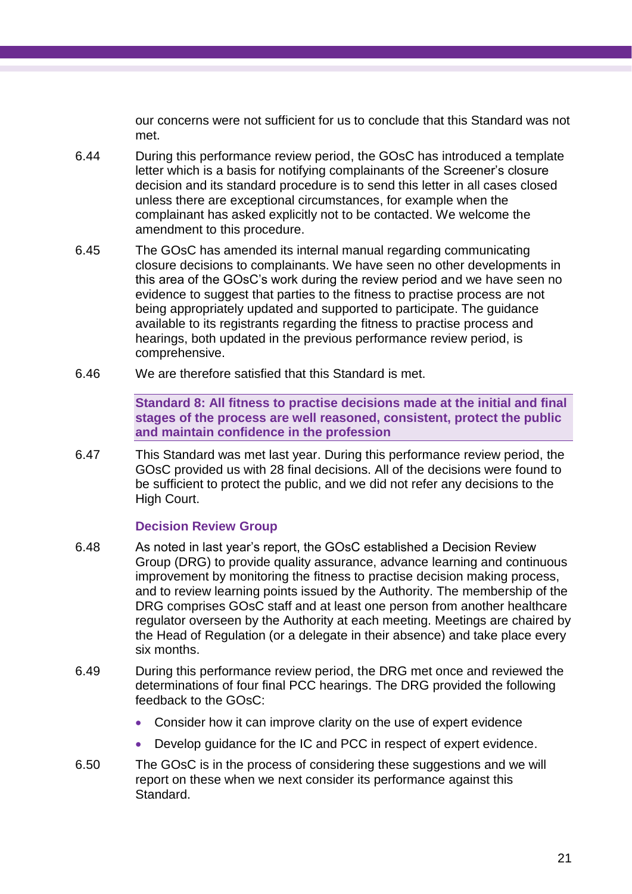our concerns were not sufficient for us to conclude that this Standard was not met.

6.44 During this performance review period, the GOsC has introduced a template letter which is a basis for notifying complainants of the Screener's closure decision and its standard procedure is to send this letter in all cases closed unless there are exceptional circumstances, for example when the complainant has asked explicitly not to be contacted. We welcome the amendment to this procedure.

6.45 The GOsC has amended its internal manual regarding communicating closure decisions to complainants. We have seen no other developments in this area of the GOsC's work during the review period and we have seen no evidence to suggest that parties to the fitness to practise process are not being appropriately updated and supported to participate. The guidance available to its registrants regarding the fitness to practise process and hearings, both updated in the previous performance review period, is comprehensive.

6.46 We are therefore satisfied that this Standard is met.

**Standard 8: All fitness to practise decisions made at the initial and final stages of the process are well reasoned, consistent, protect the public and maintain confidence in the profession**

6.47 This Standard was met last year. During this performance review period, the GOsC provided us with 28 final decisions. All of the decisions were found to be sufficient to protect the public, and we did not refer any decisions to the High Court.

### Decision Review Group

6.48 As noted in last year's report, the GOsC established a Decision Review Group (DRG) to provide quality assurance, advance learning and continuous improvement by monitoring the fitness to practise decision making process, and to review learning points issued by the Authority. The membership of the DRG comprises GOsC staff and at least one person from another healthcare regulator overseen by the Authority at each meeting. Meetings are chaired by the Head of Regulation (or a delegate in their absence) and take place every six months.

6.49 During this performance review period, the DRG met once and reviewed the determinations of four final PCC hearings. The DRG provided the following feedback to the GOsC:

- Consider how it can improve clarity on the use of expert evidence
- Develop guidance for the IC and PCC in respect of expert evidence.

6.50 The GOsC is in the process of considering these suggestions and we will report on these when we next consider its performance against this Standard.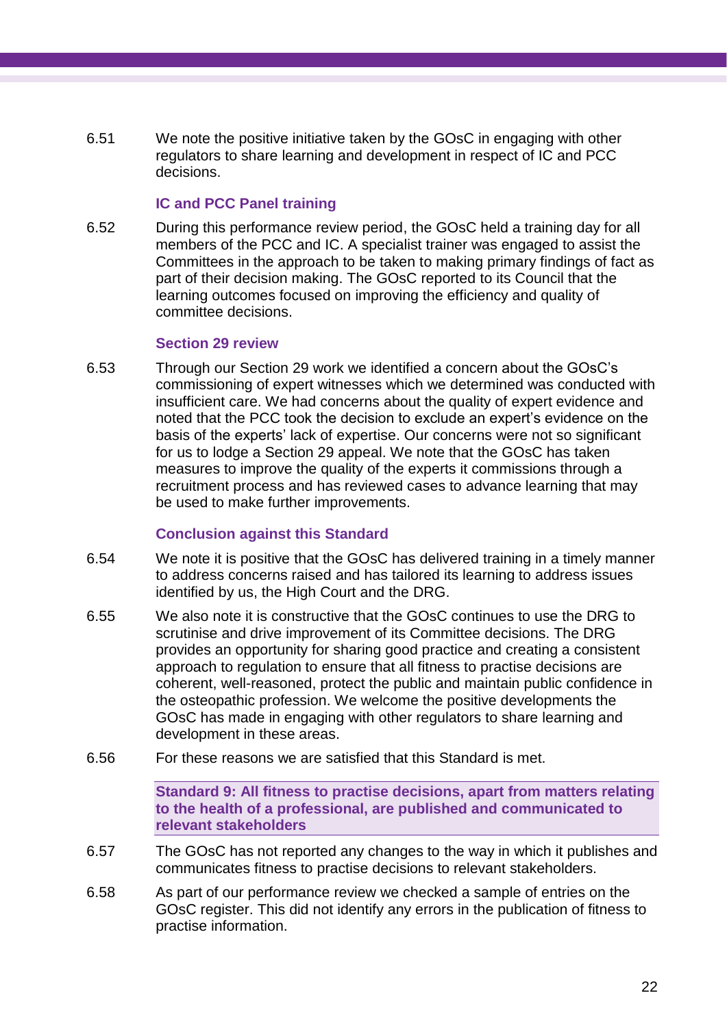6.51 We note the positive initiative taken by the GOsC in engaging with other regulators to share learning and development in respect of IC and PCC decisions.

### IC and PCC Panel training

6.52 During this performance review period, the GOsC held a training day for all members of the PCC and IC. A specialist trainer was engaged to assist the Committees in the approach to be taken to making primary findings of fact as part of their decision making. The GOsC reported to its Council that the learning outcomes focused on improving the efficiency and quality of committee decisions.

### Section 29 review

6.53 Through our Section 29 work we identified a concern about the GOsC's commissioning of expert witnesses which we determined was conducted with insufficient care. We had concerns about the quality of expert evidence and noted that the PCC took the decision to exclude an expert's evidence on the basis of the experts' lack of expertise. Our concerns were not so significant for us to lodge a Section 29 appeal. We note that the GOsC has taken measures to improve the quality of the experts it commissions through a recruitment process and has reviewed cases to advance learning that may be used to make further improvements.

### Conclusion against this Standard

6.54 We note it is positive that the GOsC has delivered training in a timely manner to address concerns raised and has tailored its learning to address issues identified by us, the High Court and the DRG.

6.55 We also note it is constructive that the GOsC continues to use the DRG to scrutinise and drive improvement of its Committee decisions. The DRG provides an opportunity for sharing good practice and creating a consistent approach to regulation to ensure that all fitness to practise decisions are coherent, well-reasoned, protect the public and maintain public confidence in the osteopathic profession. We welcome the positive developments the GOsC has made in engaging with other regulators to share learning and development in these areas.

6.56 For these reasons we are satisfied that this Standard is met.

### Standard 9: All fitness to practise decisions, apart from matters relating to the health of a professional, are published and communicated to relevant stakeholders

6.57 The GOsC has not reported any changes to the way in which it publishes and communicates fitness to practise decisions to relevant stakeholders.

6.58 As part of our performance review we checked a sample of entries on the GOsC register. This did not identify any errors in the publication of fitness to practise information.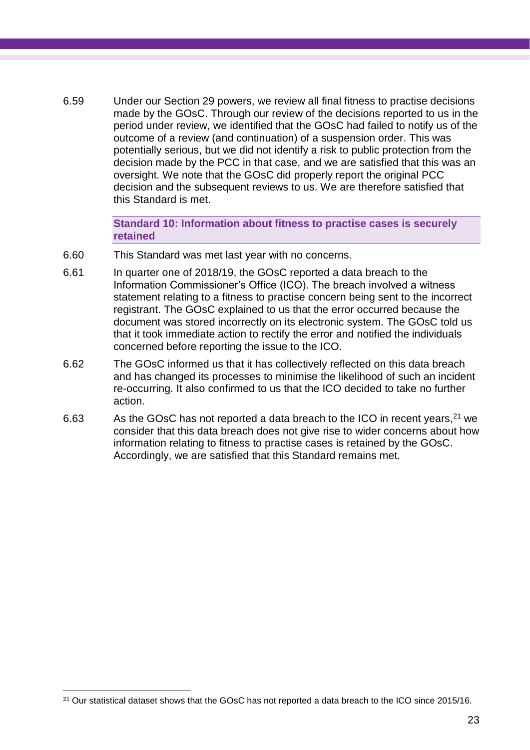6.59 Under our Section 29 powers, we review all final fitness to practise decisions made by the GOsC. Through our review of the decisions reported to us in the period under review, we identified that the GOsC had failed to notify us of the outcome of a review (and continuation) of a suspension order. This was potentially serious, but we did not identify a risk to public protection from the decision made by the PCC in that case, and we are satisfied that this was an oversight. We note that the GOsC did properly report the original PCC decision and the subsequent reviews to us. We are therefore satisfied that this Standard is met.

**Standard 10: Information about fitness to practise cases is securely retained**

6.60 This Standard was met last year with no concerns.

6.61 In quarter one of 2018/19, the GOsC reported a data breach to the Information Commissioner's Office (ICO). The breach involved a witness statement relating to a fitness to practise concern being sent to the incorrect registrant. The GOsC explained to us that the error occurred because the document was stored incorrectly on its electronic system. The GOsC told us that it took immediate action to rectify the error and notified the individuals concerned before reporting the issue to the ICO.

6.62 The GOsC informed us that it has collectively reflected on this data breach and has changed its processes to minimise the likelihood of such an incident re-occurring. It also confirmed to us that the ICO decided to take no further action.

6.63 As the GOsC has not reported a data breach to the ICO in recent years,[21] we consider that this data breach does not give rise to wider concerns about how information relating to fitness to practise cases is retained by the GOsC. Accordingly, we are satisfied that this Standard remains met.

[21] Our statistical dataset shows that the GOsC has not reported a data breach to the ICO since 2015/16.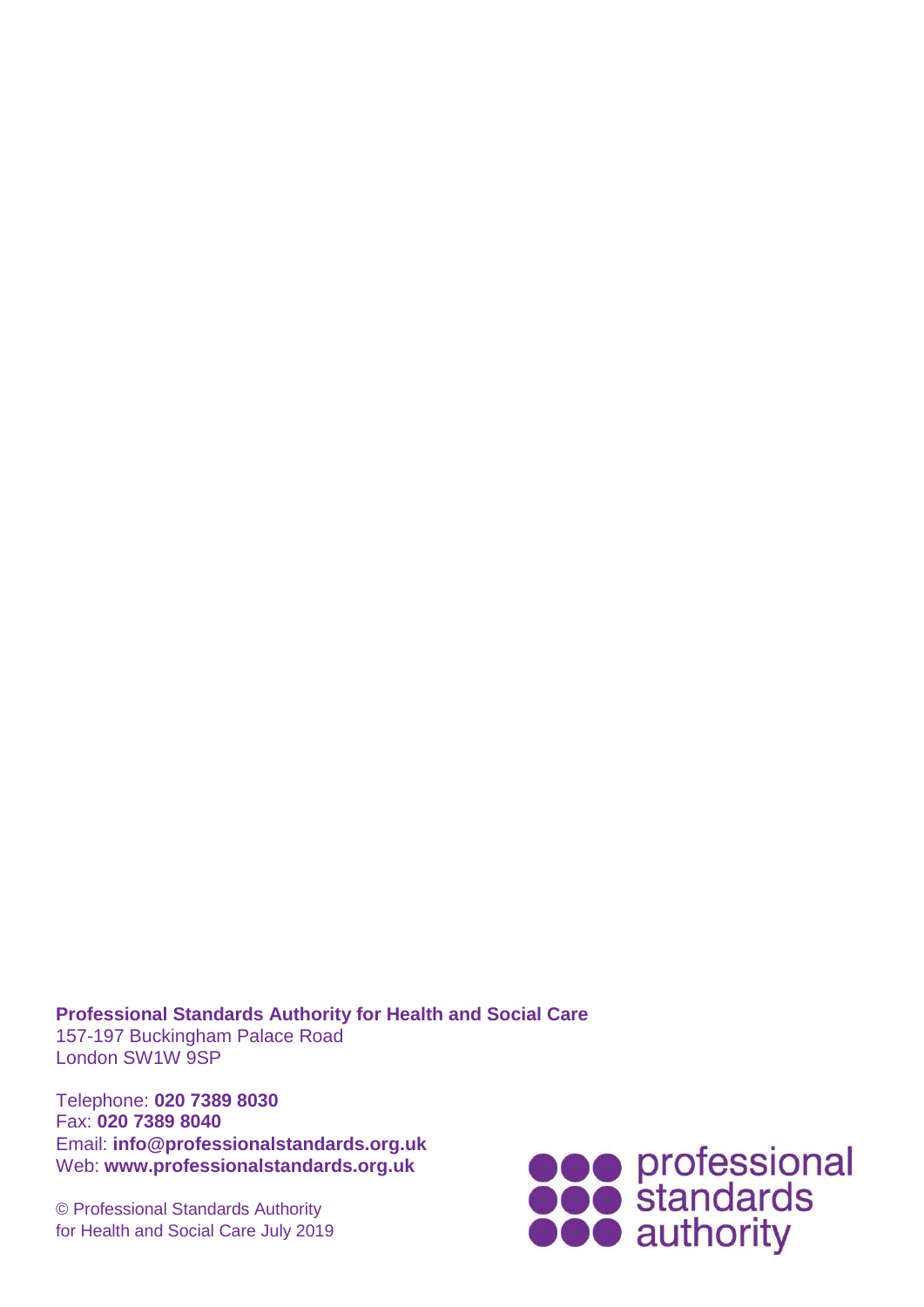**Professional Standards Authority for Health and Social Care**
157-197 Buckingham Palace Road
London SW1W 9SP

Telephone: **020 7389 8030**
Fax: **020 7389 8040**
Email: **info@professionalstandards.org.uk**
Web: **www.professionalstandards.org.uk**

© Professional Standards Authority
for Health and Social Care July 2019

professional
standards
authority